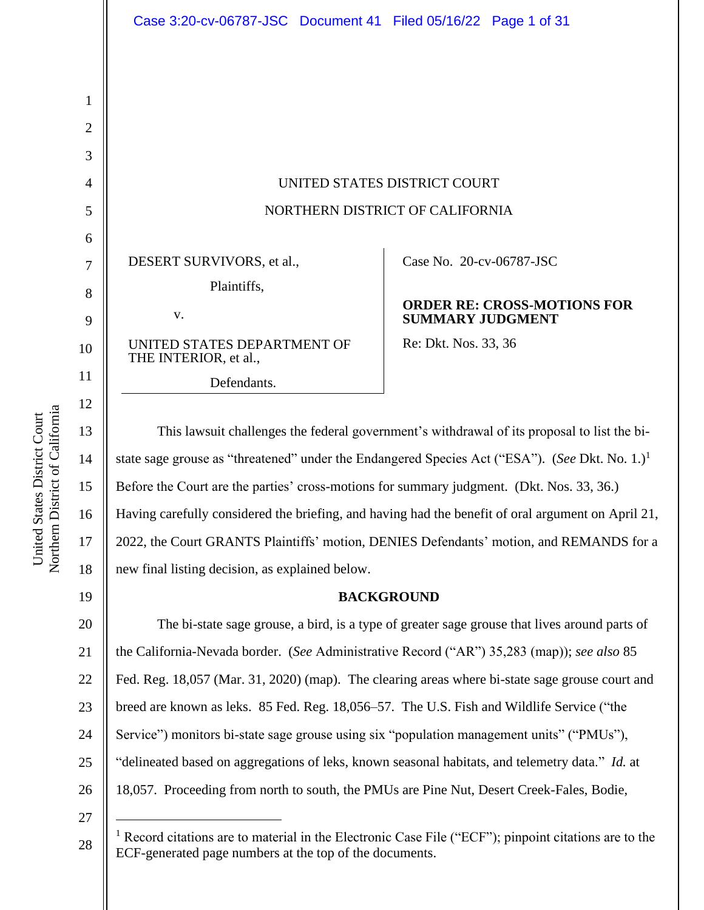UNITED STATES DISTRICT COURT

NORTHERN DISTRICT OF CALIFORNIA

| | |
|---|---|
| DESERT SURVIVORS, et al.,<br>Plaintiffs,<br>v.<br>UNITED STATES DEPARTMENT OF THE INTERIOR, et al.,<br>Defendants. | Case No. 20-cv-06787-JSC<br>**ORDER RE: CROSS-MOTIONS FOR SUMMARY JUDGMENT**<br>Re: Dkt. Nos. 33, 36 |

This lawsuit challenges the federal government's withdrawal of its proposal to list the bi-state sage grouse as "threatened" under the Endangered Species Act ("ESA"). (*See* Dkt. No. 1.)[1] Before the Court are the parties' cross-motions for summary judgment. (Dkt. Nos. 33, 36.) Having carefully considered the briefing, and having had the benefit of oral argument on April 21, 2022, the Court GRANTS Plaintiffs' motion, DENIES Defendants' motion, and REMANDS for a new final listing decision, as explained below.

**BACKGROUND**

The bi-state sage grouse, a bird, is a type of greater sage grouse that lives around parts of the California-Nevada border. (*See* Administrative Record ("AR") 35,283 (map)); *see also* 85 Fed. Reg. 18,057 (Mar. 31, 2020) (map). The clearing areas where bi-state sage grouse court and breed are known as leks. 85 Fed. Reg. 18,056–57. The U.S. Fish and Wildlife Service ("the Service") monitors bi-state sage grouse using six "population management units" ("PMUs"), "delineated based on aggregations of leks, known seasonal habitats, and telemetry data." *Id.* at 18,057. Proceeding from north to south, the PMUs are Pine Nut, Desert Creek-Fales, Bodie,

[1] Record citations are to material in the Electronic Case File ("ECF"); pinpoint citations are to the ECF-generated page numbers at the top of the documents.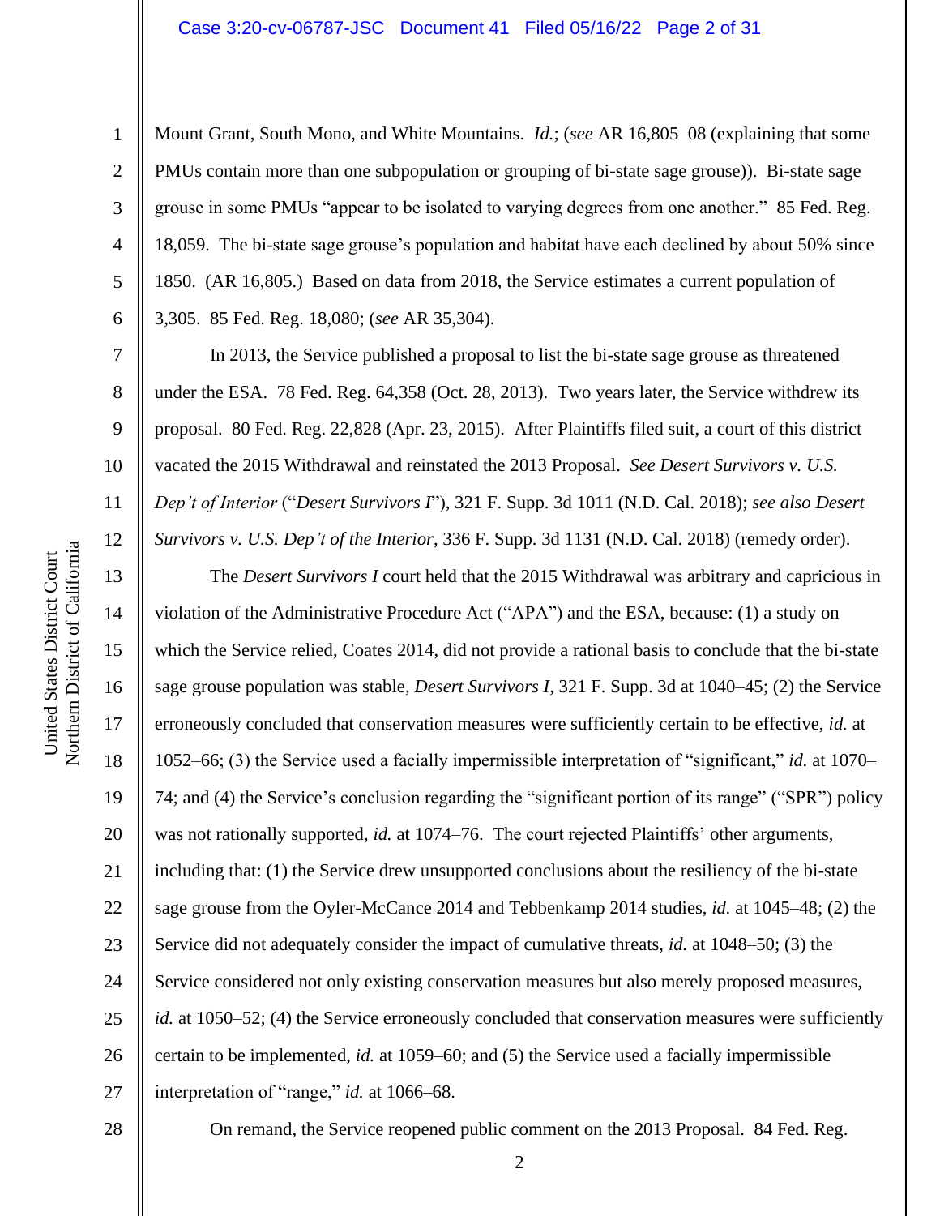Mount Grant, South Mono, and White Mountains. *Id.*; (*see* AR 16,805–08 (explaining that some PMUs contain more than one subpopulation or grouping of bi-state sage grouse)). Bi-state sage grouse in some PMUs "appear to be isolated to varying degrees from one another." 85 Fed. Reg. 18,059. The bi-state sage grouse's population and habitat have each declined by about 50% since 1850. (AR 16,805.) Based on data from 2018, the Service estimates a current population of 3,305. 85 Fed. Reg. 18,080; (*see* AR 35,304).

In 2013, the Service published a proposal to list the bi-state sage grouse as threatened under the ESA. 78 Fed. Reg. 64,358 (Oct. 28, 2013). Two years later, the Service withdrew its proposal. 80 Fed. Reg. 22,828 (Apr. 23, 2015). After Plaintiffs filed suit, a court of this district vacated the 2015 Withdrawal and reinstated the 2013 Proposal. *See Desert Survivors v. U.S. Dep't of Interior* ("*Desert Survivors I*"), 321 F. Supp. 3d 1011 (N.D. Cal. 2018); *see also Desert Survivors v. U.S. Dep't of the Interior*, 336 F. Supp. 3d 1131 (N.D. Cal. 2018) (remedy order).

The *Desert Survivors I* court held that the 2015 Withdrawal was arbitrary and capricious in violation of the Administrative Procedure Act ("APA") and the ESA, because: (1) a study on which the Service relied, Coates 2014, did not provide a rational basis to conclude that the bi-state sage grouse population was stable, *Desert Survivors I*, 321 F. Supp. 3d at 1040–45; (2) the Service erroneously concluded that conservation measures were sufficiently certain to be effective, *id.* at 1052–66; (3) the Service used a facially impermissible interpretation of "significant," *id.* at 1070–74; and (4) the Service's conclusion regarding the "significant portion of its range" ("SPR") policy was not rationally supported, *id.* at 1074–76. The court rejected Plaintiffs' other arguments, including that: (1) the Service drew unsupported conclusions about the resiliency of the bi-state sage grouse from the Oyler-McCance 2014 and Tebbenkamp 2014 studies, *id.* at 1045–48; (2) the Service did not adequately consider the impact of cumulative threats, *id.* at 1048–50; (3) the Service considered not only existing conservation measures but also merely proposed measures, *id.* at 1050–52; (4) the Service erroneously concluded that conservation measures were sufficiently certain to be implemented, *id.* at 1059–60; and (5) the Service used a facially impermissible interpretation of "range," *id.* at 1066–68.

On remand, the Service reopened public comment on the 2013 Proposal. 84 Fed. Reg.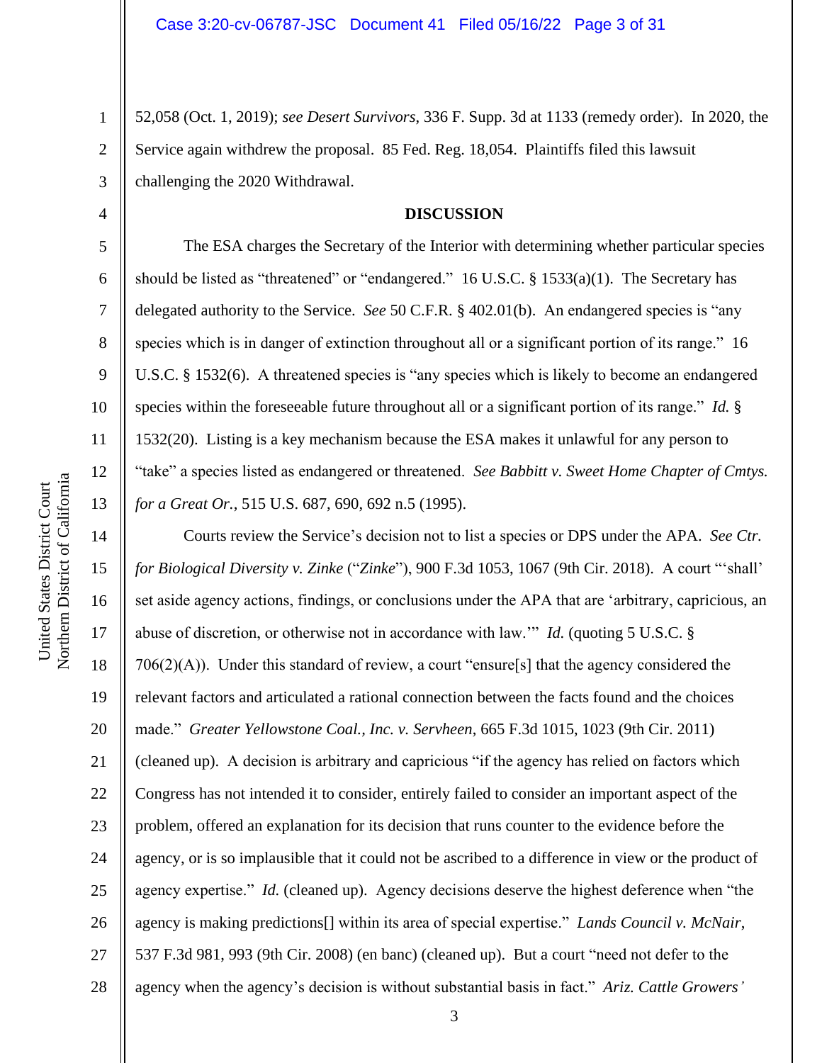52,058 (Oct. 1, 2019); *see Desert Survivors*, 336 F. Supp. 3d at 1133 (remedy order). In 2020, the Service again withdrew the proposal. 85 Fed. Reg. 18,054. Plaintiffs filed this lawsuit challenging the 2020 Withdrawal.

**DISCUSSION**

The ESA charges the Secretary of the Interior with determining whether particular species should be listed as "threatened" or "endangered." 16 U.S.C. § 1533(a)(1). The Secretary has delegated authority to the Service. *See* 50 C.F.R. § 402.01(b). An endangered species is "any species which is in danger of extinction throughout all or a significant portion of its range." 16 U.S.C. § 1532(6). A threatened species is "any species which is likely to become an endangered species within the foreseeable future throughout all or a significant portion of its range." *Id.* § 1532(20). Listing is a key mechanism because the ESA makes it unlawful for any person to "take" a species listed as endangered or threatened. *See Babbitt v. Sweet Home Chapter of Cmtys. for a Great Or.*, 515 U.S. 687, 690, 692 n.5 (1995).

Courts review the Service's decision not to list a species or DPS under the APA. *See Ctr. for Biological Diversity v. Zinke* ("*Zinke*"), 900 F.3d 1053, 1067 (9th Cir. 2018). A court "'shall' set aside agency actions, findings, or conclusions under the APA that are 'arbitrary, capricious, an abuse of discretion, or otherwise not in accordance with law.'" *Id.* (quoting 5 U.S.C. § 706(2)(A)). Under this standard of review, a court "ensure[s] that the agency considered the relevant factors and articulated a rational connection between the facts found and the choices made." *Greater Yellowstone Coal., Inc. v. Servheen*, 665 F.3d 1015, 1023 (9th Cir. 2011) (cleaned up). A decision is arbitrary and capricious "if the agency has relied on factors which Congress has not intended it to consider, entirely failed to consider an important aspect of the problem, offered an explanation for its decision that runs counter to the evidence before the agency, or is so implausible that it could not be ascribed to a difference in view or the product of agency expertise." *Id.* (cleaned up). Agency decisions deserve the highest deference when "the agency is making predictions[] within its area of special expertise." *Lands Council v. McNair*, 537 F.3d 981, 993 (9th Cir. 2008) (en banc) (cleaned up). But a court "need not defer to the agency when the agency's decision is without substantial basis in fact." *Ariz. Cattle Growers'*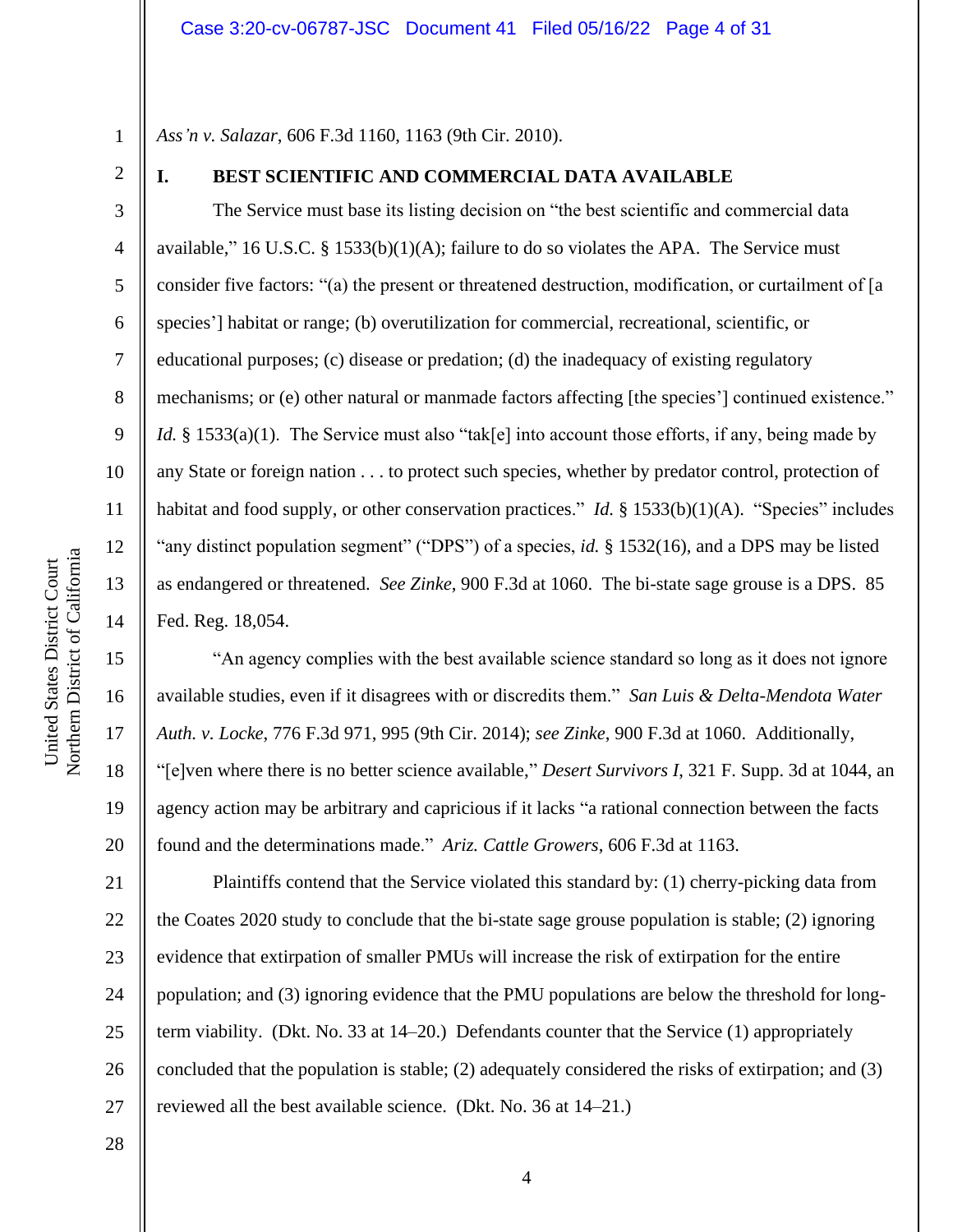*Ass'n v. Salazar*, 606 F.3d 1160, 1163 (9th Cir. 2010).

## I. BEST SCIENTIFIC AND COMMERCIAL DATA AVAILABLE

The Service must base its listing decision on "the best scientific and commercial data available," 16 U.S.C. § 1533(b)(1)(A); failure to do so violates the APA. The Service must consider five factors: "(a) the present or threatened destruction, modification, or curtailment of [a species'] habitat or range; (b) overutilization for commercial, recreational, scientific, or educational purposes; (c) disease or predation; (d) the inadequacy of existing regulatory mechanisms; or (e) other natural or manmade factors affecting [the species'] continued existence." *Id.* § 1533(a)(1). The Service must also "tak[e] into account those efforts, if any, being made by any State or foreign nation . . . to protect such species, whether by predator control, protection of habitat and food supply, or other conservation practices." *Id.* § 1533(b)(1)(A). "Species" includes "any distinct population segment" ("DPS") of a species, *id.* § 1532(16), and a DPS may be listed as endangered or threatened. *See Zinke*, 900 F.3d at 1060. The bi-state sage grouse is a DPS. 85 Fed. Reg. 18,054.

"An agency complies with the best available science standard so long as it does not ignore available studies, even if it disagrees with or discredits them." *San Luis & Delta-Mendota Water Auth. v. Locke*, 776 F.3d 971, 995 (9th Cir. 2014); *see Zinke*, 900 F.3d at 1060. Additionally, "[e]ven where there is no better science available," *Desert Survivors I*, 321 F. Supp. 3d at 1044, an agency action may be arbitrary and capricious if it lacks "a rational connection between the facts found and the determinations made." *Ariz. Cattle Growers*, 606 F.3d at 1163.

Plaintiffs contend that the Service violated this standard by: (1) cherry-picking data from the Coates 2020 study to conclude that the bi-state sage grouse population is stable; (2) ignoring evidence that extirpation of smaller PMUs will increase the risk of extirpation for the entire population; and (3) ignoring evidence that the PMU populations are below the threshold for long-term viability. (Dkt. No. 33 at 14–20.) Defendants counter that the Service (1) appropriately concluded that the population is stable; (2) adequately considered the risks of extirpation; and (3) reviewed all the best available science. (Dkt. No. 36 at 14–21.)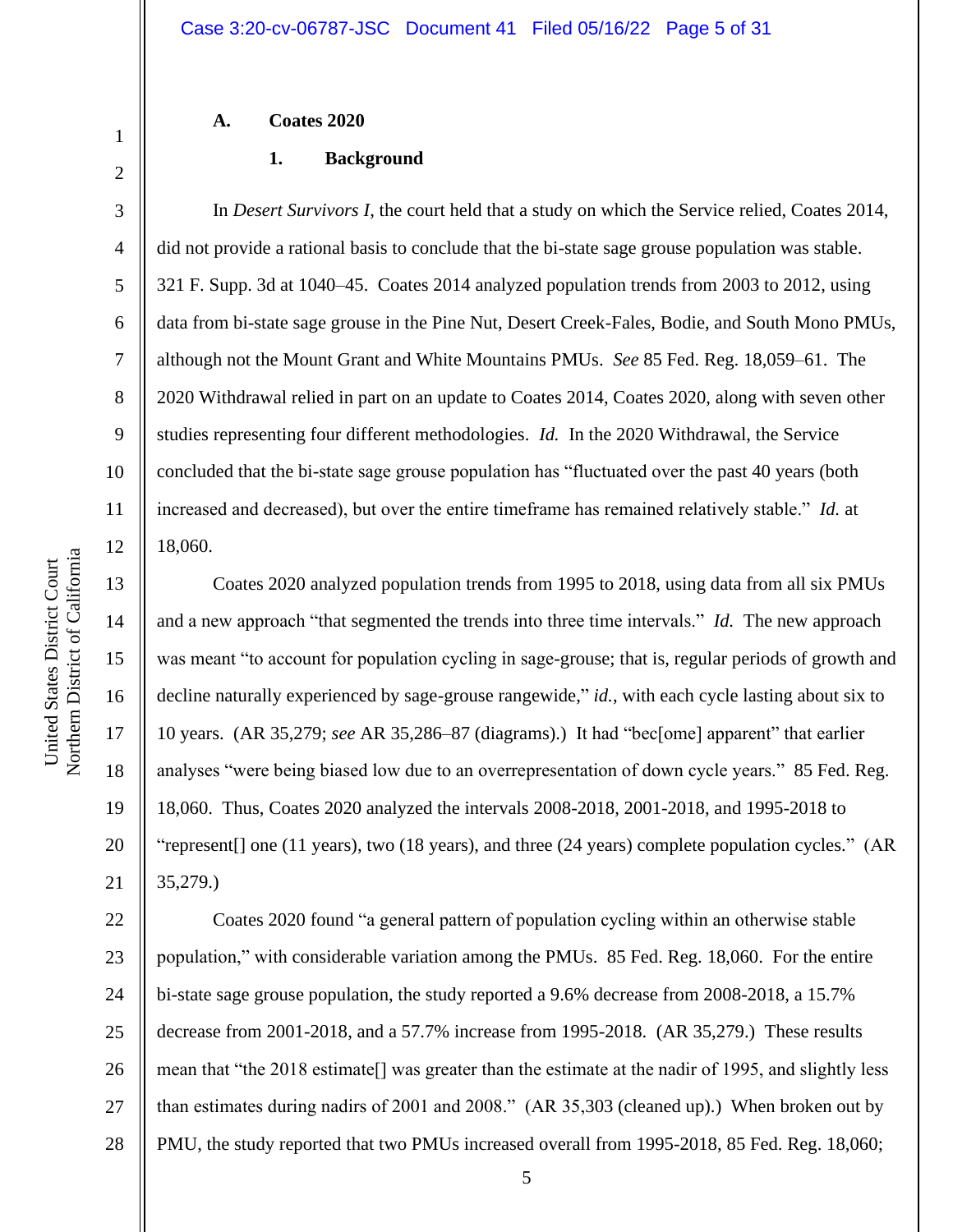### A. Coates 2020

#### 1. Background

In *Desert Survivors I*, the court held that a study on which the Service relied, Coates 2014, did not provide a rational basis to conclude that the bi-state sage grouse population was stable. 321 F. Supp. 3d at 1040–45. Coates 2014 analyzed population trends from 2003 to 2012, using data from bi-state sage grouse in the Pine Nut, Desert Creek-Fales, Bodie, and South Mono PMUs, although not the Mount Grant and White Mountains PMUs. *See* 85 Fed. Reg. 18,059–61. The 2020 Withdrawal relied in part on an update to Coates 2014, Coates 2020, along with seven other studies representing four different methodologies. *Id.* In the 2020 Withdrawal, the Service concluded that the bi-state sage grouse population has "fluctuated over the past 40 years (both increased and decreased), but over the entire timeframe has remained relatively stable." *Id.* at 18,060.

Coates 2020 analyzed population trends from 1995 to 2018, using data from all six PMUs and a new approach "that segmented the trends into three time intervals." *Id.* The new approach was meant "to account for population cycling in sage-grouse; that is, regular periods of growth and decline naturally experienced by sage-grouse rangewide," *id.*, with each cycle lasting about six to 10 years. (AR 35,279; *see* AR 35,286–87 (diagrams).) It had "bec[ome] apparent" that earlier analyses "were being biased low due to an overrepresentation of down cycle years." 85 Fed. Reg. 18,060. Thus, Coates 2020 analyzed the intervals 2008-2018, 2001-2018, and 1995-2018 to "represent[] one (11 years), two (18 years), and three (24 years) complete population cycles." (AR 35,279.)

Coates 2020 found "a general pattern of population cycling within an otherwise stable population," with considerable variation among the PMUs. 85 Fed. Reg. 18,060. For the entire bi-state sage grouse population, the study reported a 9.6% decrease from 2008-2018, a 15.7% decrease from 2001-2018, and a 57.7% increase from 1995-2018. (AR 35,279.) These results mean that "the 2018 estimate[] was greater than the estimate at the nadir of 1995, and slightly less than estimates during nadirs of 2001 and 2008." (AR 35,303 (cleaned up).) When broken out by PMU, the study reported that two PMUs increased overall from 1995-2018, 85 Fed. Reg. 18,060;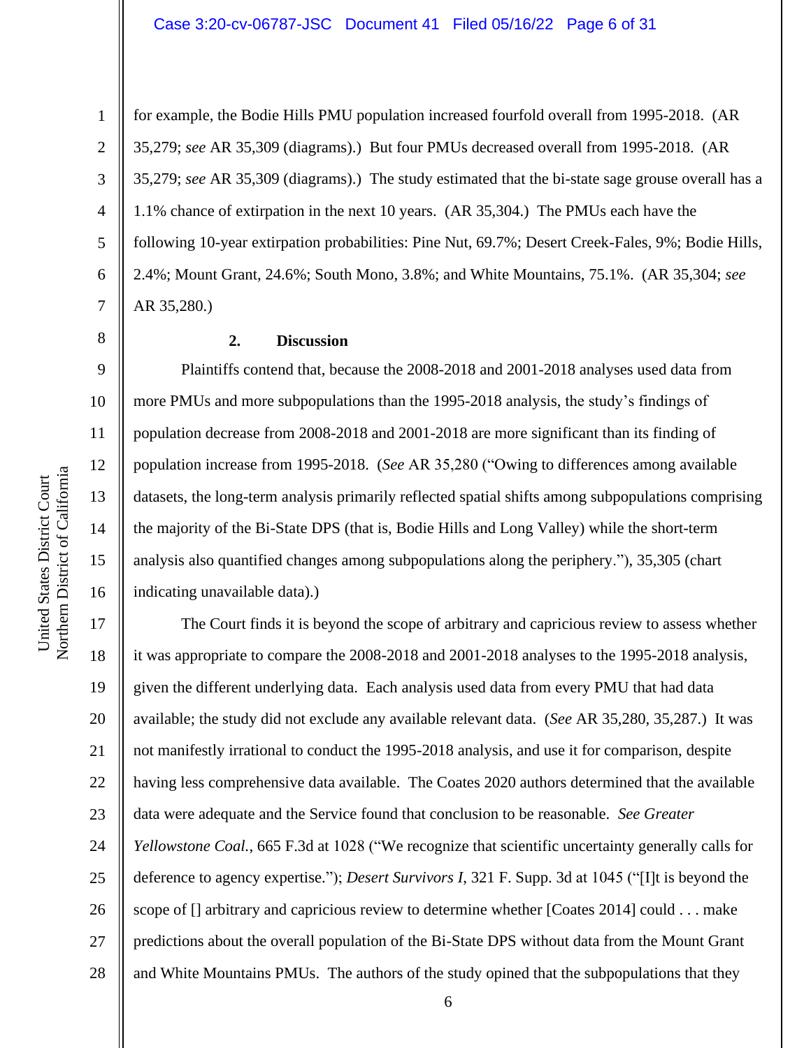for example, the Bodie Hills PMU population increased fourfold overall from 1995-2018. (AR 35,279; *see* AR 35,309 (diagrams).) But four PMUs decreased overall from 1995-2018. (AR 35,279; *see* AR 35,309 (diagrams).) The study estimated that the bi-state sage grouse overall has a 1.1% chance of extirpation in the next 10 years. (AR 35,304.) The PMUs each have the following 10-year extirpation probabilities: Pine Nut, 69.7%; Desert Creek-Fales, 9%; Bodie Hills, 2.4%; Mount Grant, 24.6%; South Mono, 3.8%; and White Mountains, 75.1%. (AR 35,304; *see* AR 35,280.)

**2. Discussion**

Plaintiffs contend that, because the 2008-2018 and 2001-2018 analyses used data from more PMUs and more subpopulations than the 1995-2018 analysis, the study's findings of population decrease from 2008-2018 and 2001-2018 are more significant than its finding of population increase from 1995-2018. (*See* AR 35,280 ("Owing to differences among available datasets, the long-term analysis primarily reflected spatial shifts among subpopulations comprising the majority of the Bi-State DPS (that is, Bodie Hills and Long Valley) while the short-term analysis also quantified changes among subpopulations along the periphery."), 35,305 (chart indicating unavailable data).)

The Court finds it is beyond the scope of arbitrary and capricious review to assess whether it was appropriate to compare the 2008-2018 and 2001-2018 analyses to the 1995-2018 analysis, given the different underlying data. Each analysis used data from every PMU that had data available; the study did not exclude any available relevant data. (*See* AR 35,280, 35,287.) It was not manifestly irrational to conduct the 1995-2018 analysis, and use it for comparison, despite having less comprehensive data available. The Coates 2020 authors determined that the available data were adequate and the Service found that conclusion to be reasonable. *See Greater Yellowstone Coal.*, 665 F.3d at 1028 ("We recognize that scientific uncertainty generally calls for deference to agency expertise."); *Desert Survivors I*, 321 F. Supp. 3d at 1045 ("[I]t is beyond the scope of [] arbitrary and capricious review to determine whether [Coates 2014] could . . . make predictions about the overall population of the Bi-State DPS without data from the Mount Grant and White Mountains PMUs. The authors of the study opined that the subpopulations that they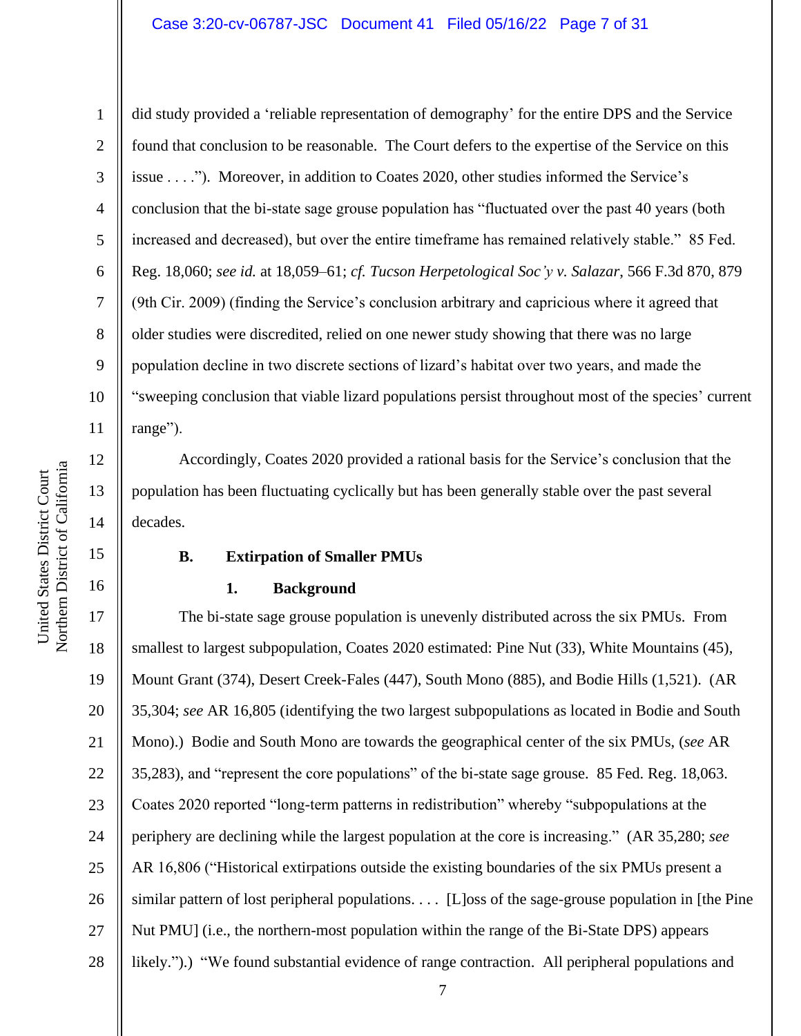did study provided a 'reliable representation of demography' for the entire DPS and the Service found that conclusion to be reasonable. The Court defers to the expertise of the Service on this issue . . . ."). Moreover, in addition to Coates 2020, other studies informed the Service's conclusion that the bi-state sage grouse population has "fluctuated over the past 40 years (both increased and decreased), but over the entire timeframe has remained relatively stable." 85 Fed. Reg. 18,060; *see id.* at 18,059–61; *cf. Tucson Herpetological Soc'y v. Salazar*, 566 F.3d 870, 879 (9th Cir. 2009) (finding the Service's conclusion arbitrary and capricious where it agreed that older studies were discredited, relied on one newer study showing that there was no large population decline in two discrete sections of lizard's habitat over two years, and made the "sweeping conclusion that viable lizard populations persist throughout most of the species' current range").

Accordingly, Coates 2020 provided a rational basis for the Service's conclusion that the population has been fluctuating cyclically but has been generally stable over the past several decades.

**B. Extirpation of Smaller PMUs**

**1. Background**

The bi-state sage grouse population is unevenly distributed across the six PMUs. From smallest to largest subpopulation, Coates 2020 estimated: Pine Nut (33), White Mountains (45), Mount Grant (374), Desert Creek-Fales (447), South Mono (885), and Bodie Hills (1,521). (AR 35,304; *see* AR 16,805 (identifying the two largest subpopulations as located in Bodie and South Mono).) Bodie and South Mono are towards the geographical center of the six PMUs, (*see* AR 35,283), and "represent the core populations" of the bi-state sage grouse. 85 Fed. Reg. 18,063. Coates 2020 reported "long-term patterns in redistribution" whereby "subpopulations at the periphery are declining while the largest population at the core is increasing." (AR 35,280; *see* AR 16,806 ("Historical extirpations outside the existing boundaries of the six PMUs present a similar pattern of lost peripheral populations. . . . [L]oss of the sage-grouse population in [the Pine Nut PMU] (i.e., the northern-most population within the range of the Bi-State DPS) appears likely.").) "We found substantial evidence of range contraction. All peripheral populations and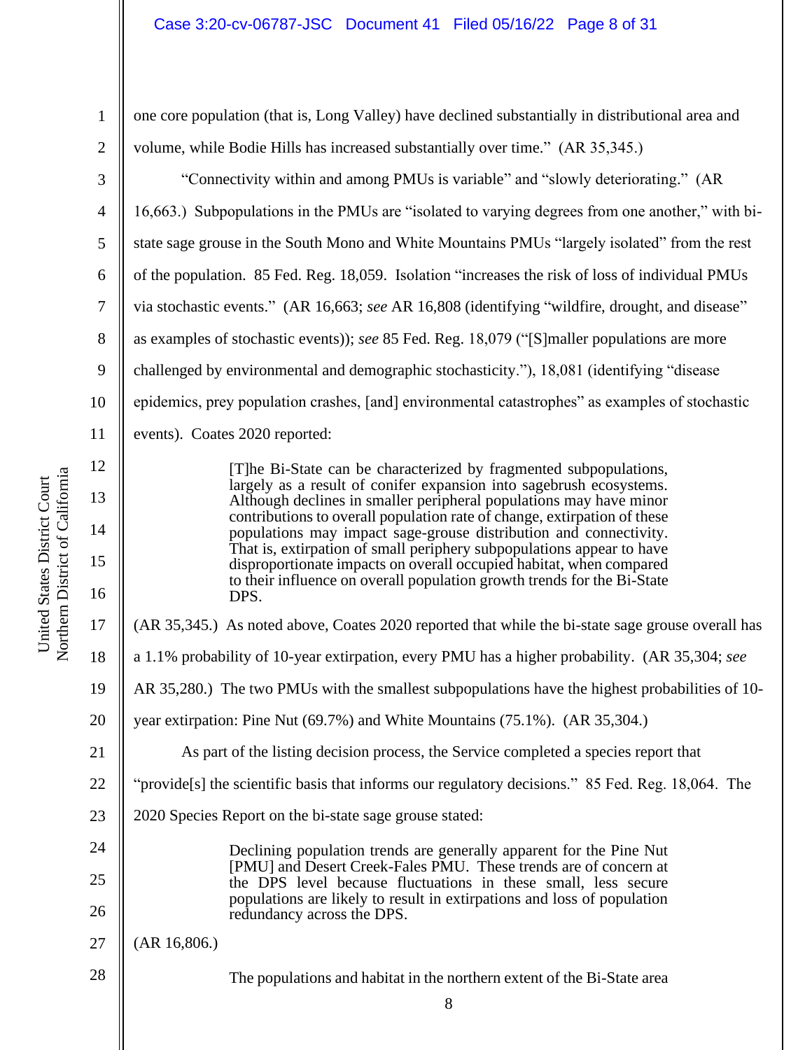one core population (that is, Long Valley) have declined substantially in distributional area and volume, while Bodie Hills has increased substantially over time." (AR 35,345.)

"Connectivity within and among PMUs is variable" and "slowly deteriorating." (AR 16,663.) Subpopulations in the PMUs are "isolated to varying degrees from one another," with bi-state sage grouse in the South Mono and White Mountains PMUs "largely isolated" from the rest of the population. 85 Fed. Reg. 18,059. Isolation "increases the risk of loss of individual PMUs via stochastic events." (AR 16,663; *see* AR 16,808 (identifying "wildfire, drought, and disease" as examples of stochastic events)); *see* 85 Fed. Reg. 18,079 ("[S]maller populations are more challenged by environmental and demographic stochasticity."), 18,081 (identifying "disease epidemics, prey population crashes, [and] environmental catastrophes" as examples of stochastic events). Coates 2020 reported:

> [T]he Bi-State can be characterized by fragmented subpopulations, largely as a result of conifer expansion into sagebrush ecosystems. Although declines in smaller peripheral populations may have minor contributions to overall population rate of change, extirpation of these populations may impact sage-grouse distribution and connectivity. That is, extirpation of small periphery subpopulations appear to have disproportionate impacts on overall occupied habitat, when compared to their influence on overall population growth trends for the Bi-State DPS.

(AR 35,345.) As noted above, Coates 2020 reported that while the bi-state sage grouse overall has a 1.1% probability of 10-year extirpation, every PMU has a higher probability. (AR 35,304; *see* AR 35,280.) The two PMUs with the smallest subpopulations have the highest probabilities of 10-year extirpation: Pine Nut (69.7%) and White Mountains (75.1%). (AR 35,304.)

As part of the listing decision process, the Service completed a species report that "provide[s] the scientific basis that informs our regulatory decisions." 85 Fed. Reg. 18,064. The 2020 Species Report on the bi-state sage grouse stated:

> Declining population trends are generally apparent for the Pine Nut [PMU] and Desert Creek-Fales PMU. These trends are of concern at the DPS level because fluctuations in these small, less secure populations are likely to result in extirpations and loss of population redundancy across the DPS.

(AR 16,806.)

> The populations and habitat in the northern extent of the Bi-State area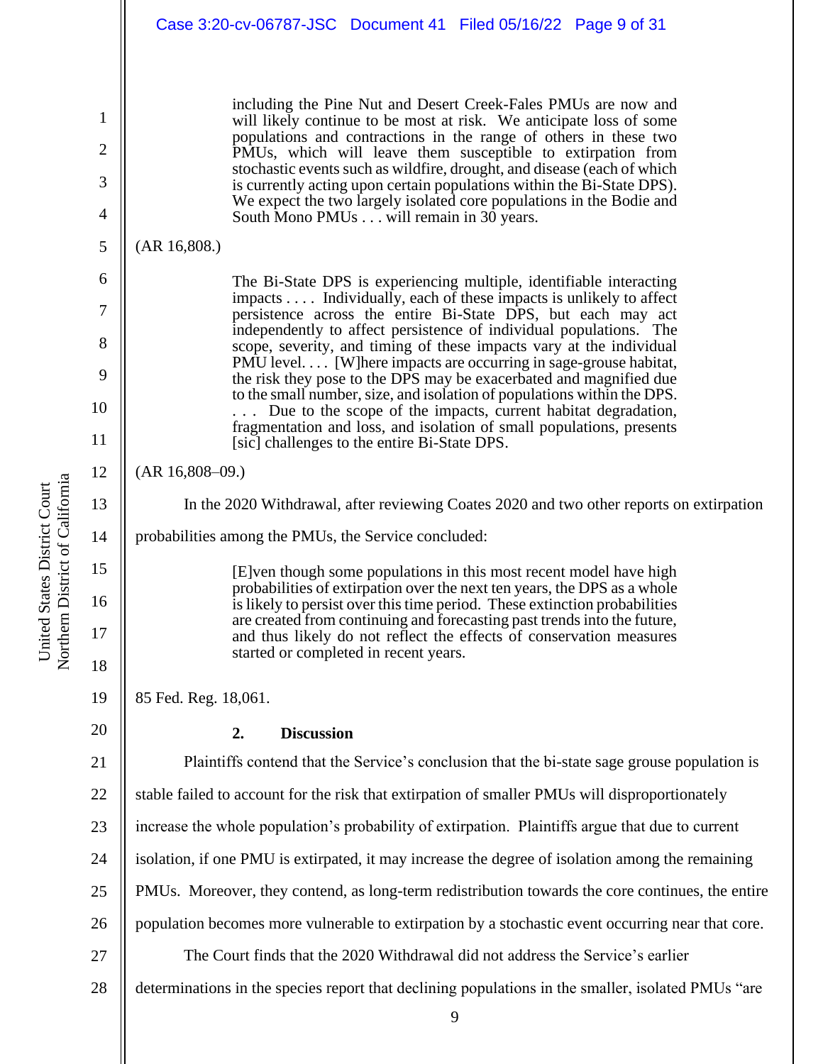> including the Pine Nut and Desert Creek-Fales PMUs are now and will likely continue to be most at risk. We anticipate loss of some populations and contractions in the range of others in these two PMUs, which will leave them susceptible to extirpation from stochastic events such as wildfire, drought, and disease (each of which is currently acting upon certain populations within the Bi-State DPS). We expect the two largely isolated core populations in the Bodie and South Mono PMUs . . . will remain in 30 years.

(AR 16,808.)

> The Bi-State DPS is experiencing multiple, identifiable interacting impacts . . . . Individually, each of these impacts is unlikely to affect persistence across the entire Bi-State DPS, but each may act independently to affect persistence of individual populations. The scope, severity, and timing of these impacts vary at the individual PMU level. . . . [W]here impacts are occurring in sage-grouse habitat, the risk they pose to the DPS may be exacerbated and magnified due to the small number, size, and isolation of populations within the DPS. . . . Due to the scope of the impacts, current habitat degradation, fragmentation and loss, and isolation of small populations, presents [sic] challenges to the entire Bi-State DPS.

(AR 16,808–09.)

In the 2020 Withdrawal, after reviewing Coates 2020 and two other reports on extirpation probabilities among the PMUs, the Service concluded:

> [E]ven though some populations in this most recent model have high probabilities of extirpation over the next ten years, the DPS as a whole is likely to persist over this time period. These extinction probabilities are created from continuing and forecasting past trends into the future, and thus likely do not reflect the effects of conservation measures started or completed in recent years.

85 Fed. Reg. 18,061.

### 2. Discussion

Plaintiffs contend that the Service's conclusion that the bi-state sage grouse population is stable failed to account for the risk that extirpation of smaller PMUs will disproportionately increase the whole population's probability of extirpation. Plaintiffs argue that due to current isolation, if one PMU is extirpated, it may increase the degree of isolation among the remaining PMUs. Moreover, they contend, as long-term redistribution towards the core continues, the entire population becomes more vulnerable to extirpation by a stochastic event occurring near that core.

The Court finds that the 2020 Withdrawal did not address the Service's earlier determinations in the species report that declining populations in the smaller, isolated PMUs "are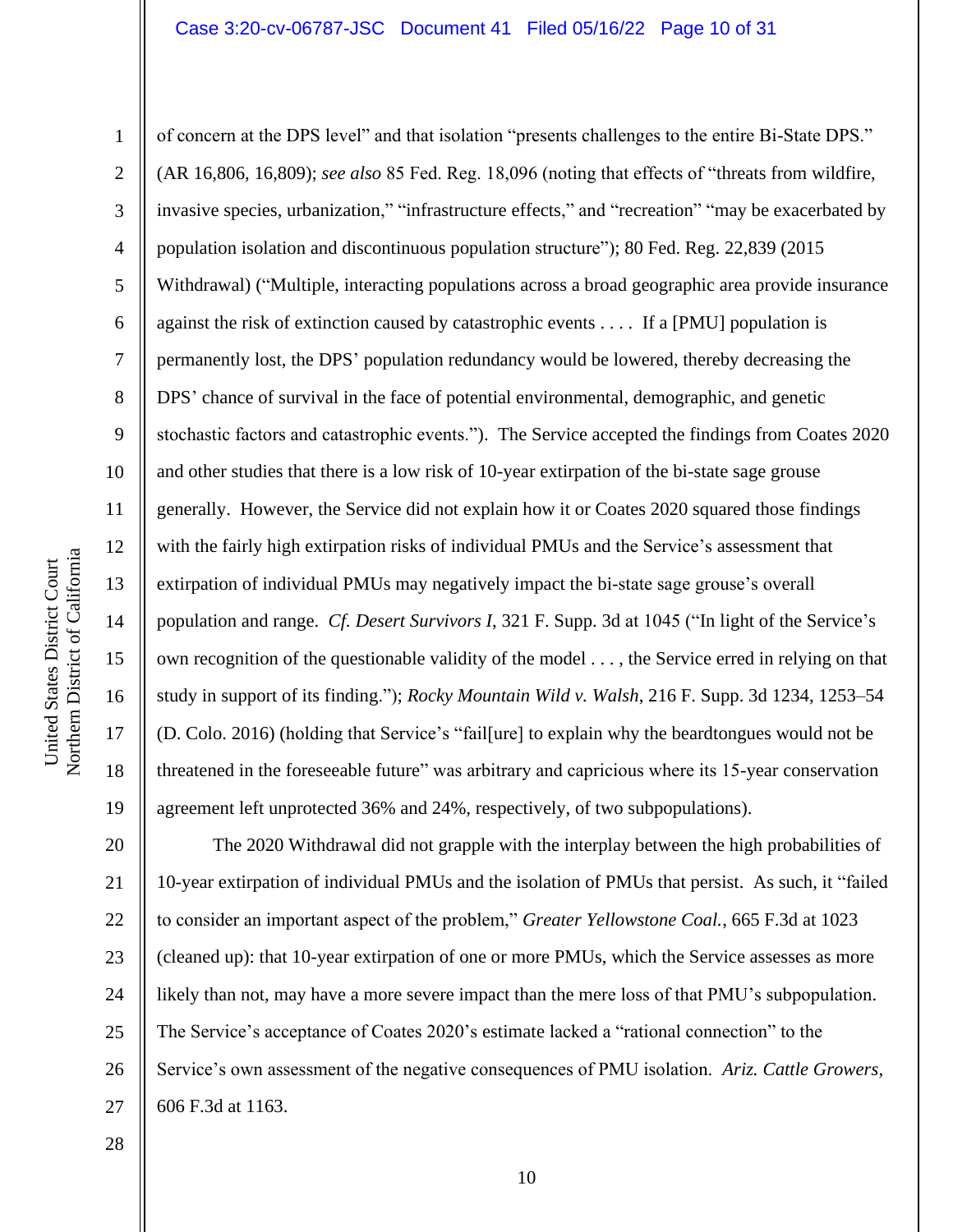of concern at the DPS level" and that isolation "presents challenges to the entire Bi-State DPS." (AR 16,806, 16,809); *see also* 85 Fed. Reg. 18,096 (noting that effects of "threats from wildfire, invasive species, urbanization," "infrastructure effects," and "recreation" "may be exacerbated by population isolation and discontinuous population structure"); 80 Fed. Reg. 22,839 (2015 Withdrawal) ("Multiple, interacting populations across a broad geographic area provide insurance against the risk of extinction caused by catastrophic events . . . . If a [PMU] population is permanently lost, the DPS' population redundancy would be lowered, thereby decreasing the DPS' chance of survival in the face of potential environmental, demographic, and genetic stochastic factors and catastrophic events."). The Service accepted the findings from Coates 2020 and other studies that there is a low risk of 10-year extirpation of the bi-state sage grouse generally. However, the Service did not explain how it or Coates 2020 squared those findings with the fairly high extirpation risks of individual PMUs and the Service's assessment that extirpation of individual PMUs may negatively impact the bi-state sage grouse's overall population and range. *Cf. Desert Survivors I*, 321 F. Supp. 3d at 1045 ("In light of the Service's own recognition of the questionable validity of the model . . . , the Service erred in relying on that study in support of its finding."); *Rocky Mountain Wild v. Walsh*, 216 F. Supp. 3d 1234, 1253–54 (D. Colo. 2016) (holding that Service's "fail[ure] to explain why the beardtongues would not be threatened in the foreseeable future" was arbitrary and capricious where its 15-year conservation agreement left unprotected 36% and 24%, respectively, of two subpopulations).

The 2020 Withdrawal did not grapple with the interplay between the high probabilities of 10-year extirpation of individual PMUs and the isolation of PMUs that persist. As such, it "failed to consider an important aspect of the problem," *Greater Yellowstone Coal.*, 665 F.3d at 1023 (cleaned up): that 10-year extirpation of one or more PMUs, which the Service assesses as more likely than not, may have a more severe impact than the mere loss of that PMU's subpopulation. The Service's acceptance of Coates 2020's estimate lacked a "rational connection" to the Service's own assessment of the negative consequences of PMU isolation. *Ariz. Cattle Growers*, 606 F.3d at 1163.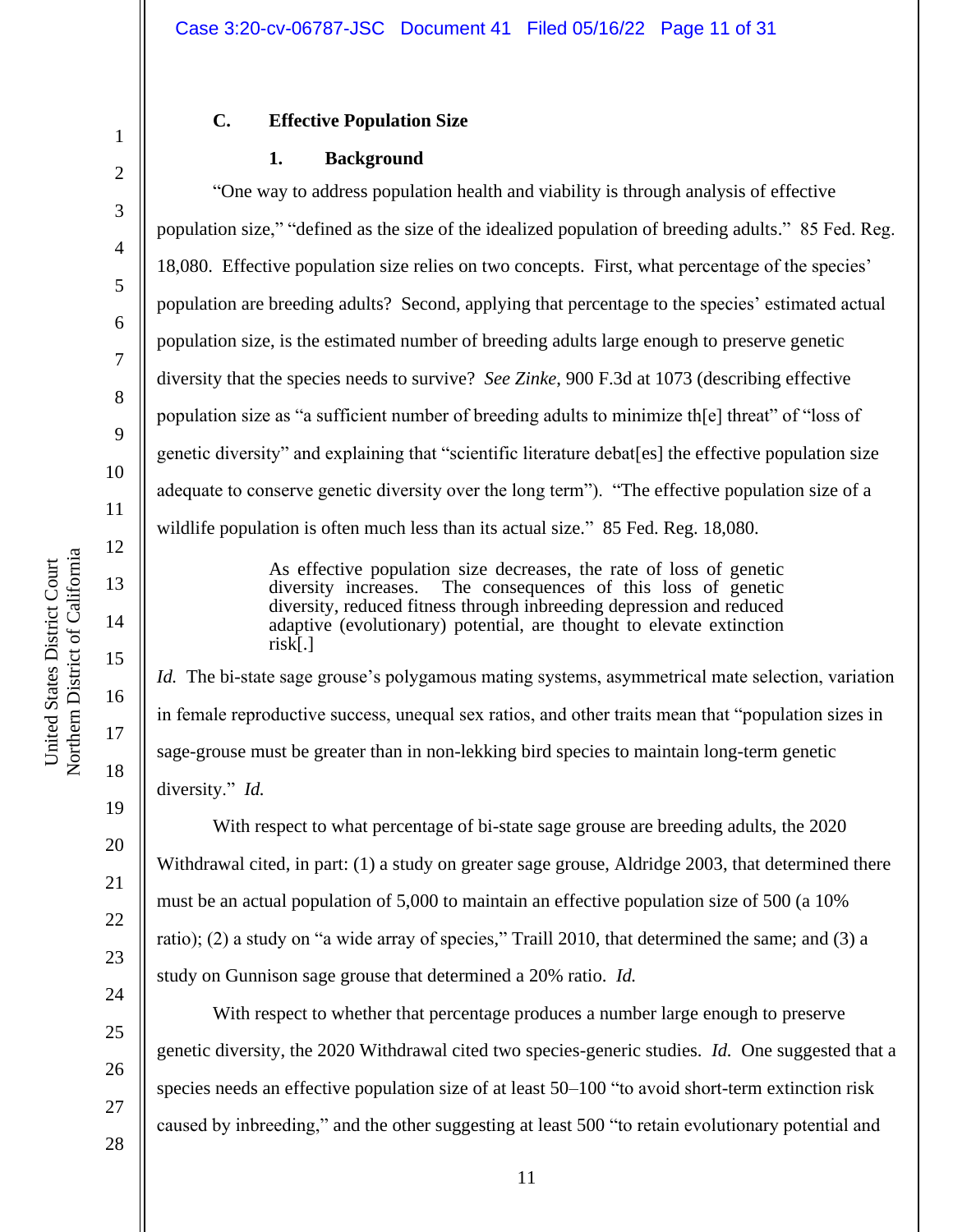### C. Effective Population Size

#### 1. Background

"One way to address population health and viability is through analysis of effective population size," "defined as the size of the idealized population of breeding adults." 85 Fed. Reg. 18,080. Effective population size relies on two concepts. First, what percentage of the species' population are breeding adults? Second, applying that percentage to the species' estimated actual population size, is the estimated number of breeding adults large enough to preserve genetic diversity that the species needs to survive? *See Zinke*, 900 F.3d at 1073 (describing effective population size as "a sufficient number of breeding adults to minimize th[e] threat" of "loss of genetic diversity" and explaining that "scientific literature debat[es] the effective population size adequate to conserve genetic diversity over the long term"). "The effective population size of a wildlife population is often much less than its actual size." 85 Fed. Reg. 18,080.

> As effective population size decreases, the rate of loss of genetic diversity increases. The consequences of this loss of genetic diversity, reduced fitness through inbreeding depression and reduced adaptive (evolutionary) potential, are thought to elevate extinction risk[.]

*Id.* The bi-state sage grouse's polygamous mating systems, asymmetrical mate selection, variation in female reproductive success, unequal sex ratios, and other traits mean that "population sizes in sage-grouse must be greater than in non-lekking bird species to maintain long-term genetic diversity." *Id.*

With respect to what percentage of bi-state sage grouse are breeding adults, the 2020 Withdrawal cited, in part: (1) a study on greater sage grouse, Aldridge 2003, that determined there must be an actual population of 5,000 to maintain an effective population size of 500 (a 10% ratio); (2) a study on "a wide array of species," Traill 2010, that determined the same; and (3) a study on Gunnison sage grouse that determined a 20% ratio. *Id.*

With respect to whether that percentage produces a number large enough to preserve genetic diversity, the 2020 Withdrawal cited two species-generic studies. *Id.* One suggested that a species needs an effective population size of at least 50–100 "to avoid short-term extinction risk caused by inbreeding," and the other suggesting at least 500 "to retain evolutionary potential and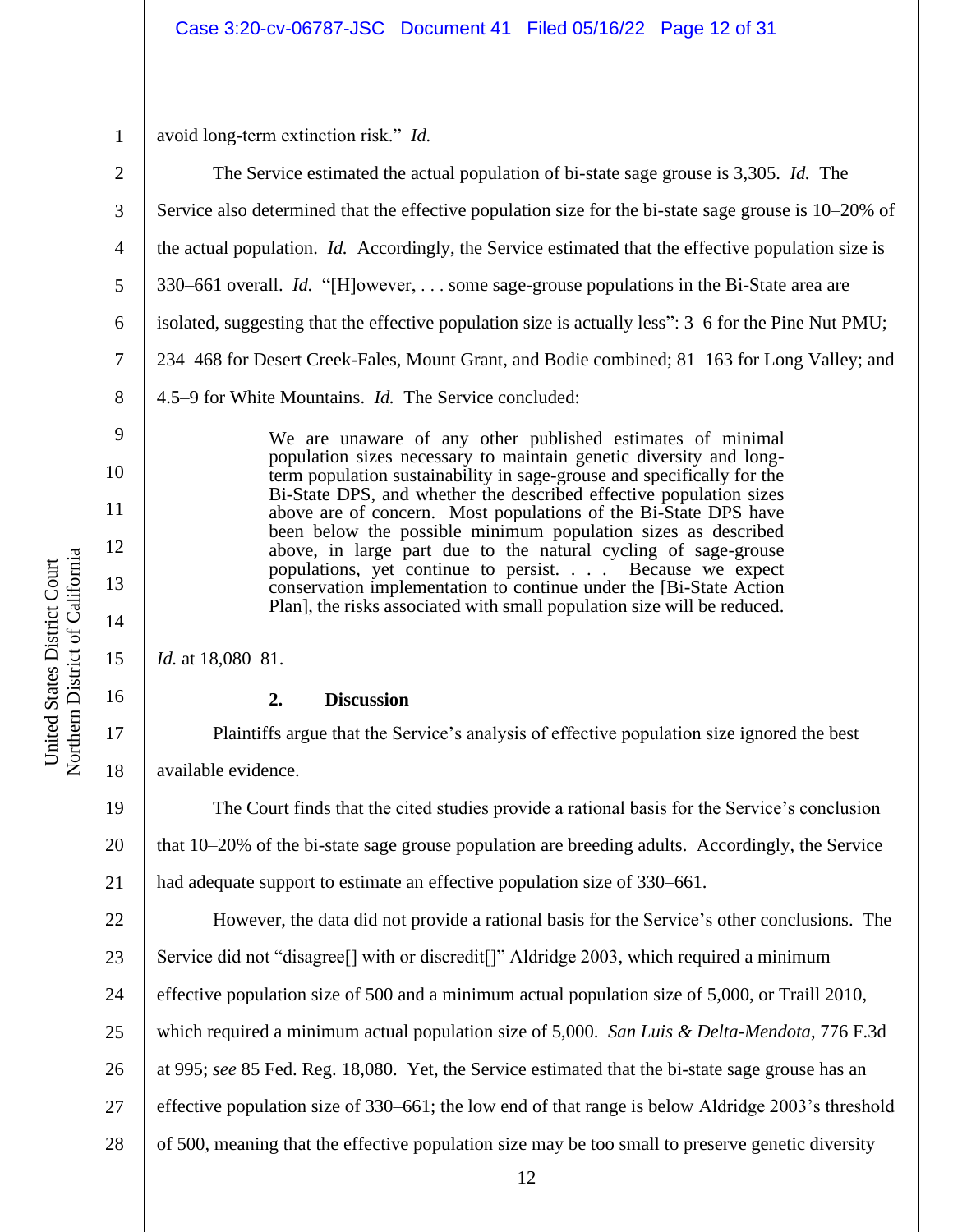avoid long-term extinction risk." *Id.*

The Service estimated the actual population of bi-state sage grouse is 3,305. *Id.* The Service also determined that the effective population size for the bi-state sage grouse is 10–20% of the actual population. *Id.* Accordingly, the Service estimated that the effective population size is 330–661 overall. *Id.* "[H]owever, . . . some sage-grouse populations in the Bi-State area are isolated, suggesting that the effective population size is actually less": 3–6 for the Pine Nut PMU; 234–468 for Desert Creek-Fales, Mount Grant, and Bodie combined; 81–163 for Long Valley; and 4.5–9 for White Mountains. *Id.* The Service concluded:

> We are unaware of any other published estimates of minimal population sizes necessary to maintain genetic diversity and long-term population sustainability in sage-grouse and specifically for the Bi-State DPS, and whether the described effective population sizes above are of concern. Most populations of the Bi-State DPS have been below the possible minimum population sizes as described above, in large part due to the natural cycling of sage-grouse populations, yet continue to persist. . . . Because we expect conservation implementation to continue under the [Bi-State Action Plan], the risks associated with small population size will be reduced.

*Id.* at 18,080–81.

### 2. Discussion

Plaintiffs argue that the Service's analysis of effective population size ignored the best available evidence.

The Court finds that the cited studies provide a rational basis for the Service's conclusion that 10–20% of the bi-state sage grouse population are breeding adults. Accordingly, the Service had adequate support to estimate an effective population size of 330–661.

However, the data did not provide a rational basis for the Service's other conclusions. The Service did not "disagree[] with or discredit[]" Aldridge 2003, which required a minimum effective population size of 500 and a minimum actual population size of 5,000, or Traill 2010, which required a minimum actual population size of 5,000. *San Luis & Delta-Mendota*, 776 F.3d at 995; *see* 85 Fed. Reg. 18,080. Yet, the Service estimated that the bi-state sage grouse has an effective population size of 330–661; the low end of that range is below Aldridge 2003's threshold of 500, meaning that the effective population size may be too small to preserve genetic diversity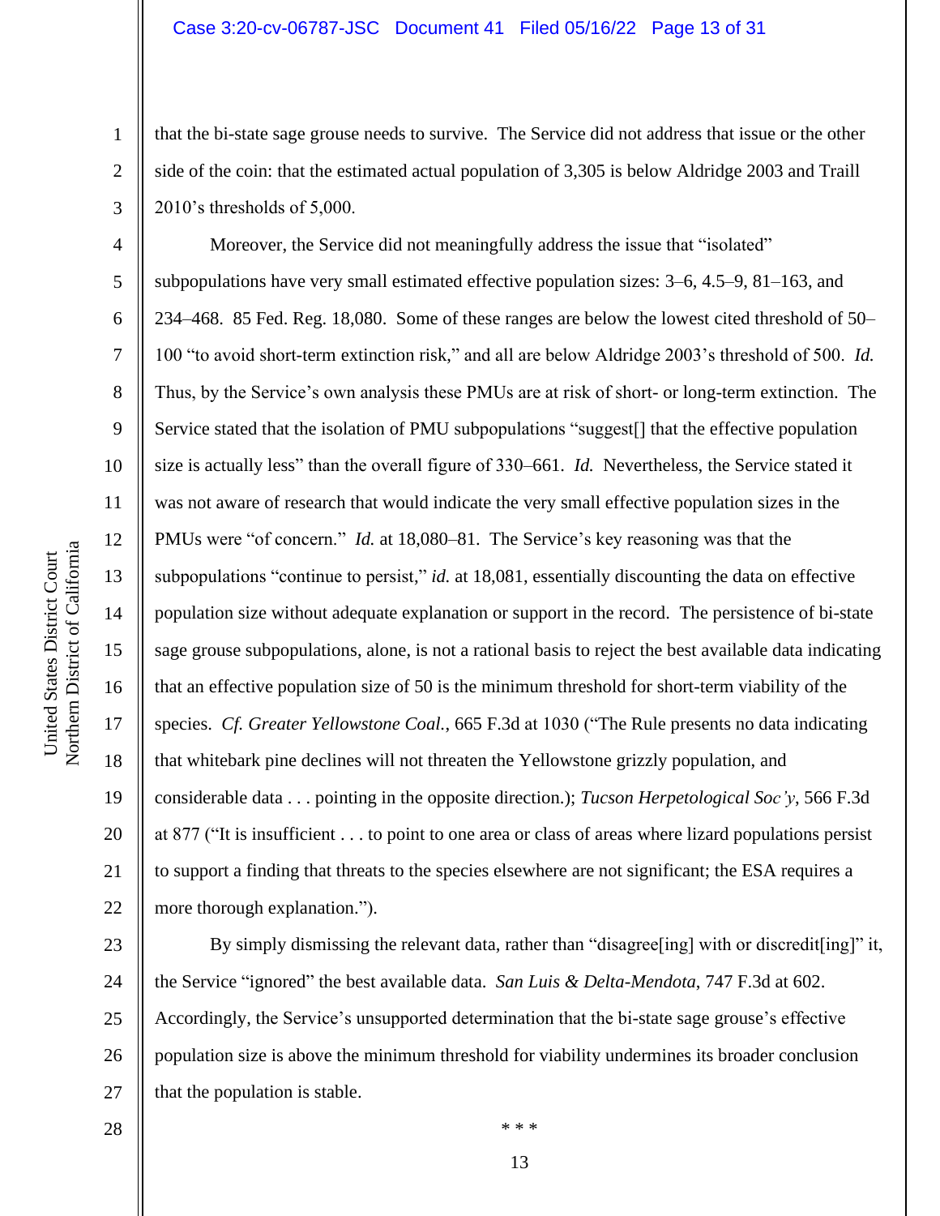that the bi-state sage grouse needs to survive. The Service did not address that issue or the other side of the coin: that the estimated actual population of 3,305 is below Aldridge 2003 and Traill 2010's thresholds of 5,000.

Moreover, the Service did not meaningfully address the issue that "isolated" subpopulations have very small estimated effective population sizes: 3–6, 4.5–9, 81–163, and 234–468. 85 Fed. Reg. 18,080. Some of these ranges are below the lowest cited threshold of 50–100 "to avoid short-term extinction risk," and all are below Aldridge 2003's threshold of 500. *Id.* Thus, by the Service's own analysis these PMUs are at risk of short- or long-term extinction. The Service stated that the isolation of PMU subpopulations "suggest[] that the effective population size is actually less" than the overall figure of 330–661. *Id.* Nevertheless, the Service stated it was not aware of research that would indicate the very small effective population sizes in the PMUs were "of concern." *Id.* at 18,080–81. The Service's key reasoning was that the subpopulations "continue to persist," *id.* at 18,081, essentially discounting the data on effective population size without adequate explanation or support in the record. The persistence of bi-state sage grouse subpopulations, alone, is not a rational basis to reject the best available data indicating that an effective population size of 50 is the minimum threshold for short-term viability of the species. *Cf. Greater Yellowstone Coal.*, 665 F.3d at 1030 ("The Rule presents no data indicating that whitebark pine declines will not threaten the Yellowstone grizzly population, and considerable data . . . pointing in the opposite direction.); *Tucson Herpetological Soc'y*, 566 F.3d at 877 ("It is insufficient . . . to point to one area or class of areas where lizard populations persist to support a finding that threats to the species elsewhere are not significant; the ESA requires a more thorough explanation.").

By simply dismissing the relevant data, rather than "disagree[ing] with or discredit[ing]" it, the Service "ignored" the best available data. *San Luis & Delta-Mendota*, 747 F.3d at 602. Accordingly, the Service's unsupported determination that the bi-state sage grouse's effective population size is above the minimum threshold for viability undermines its broader conclusion that the population is stable.

\* \* \*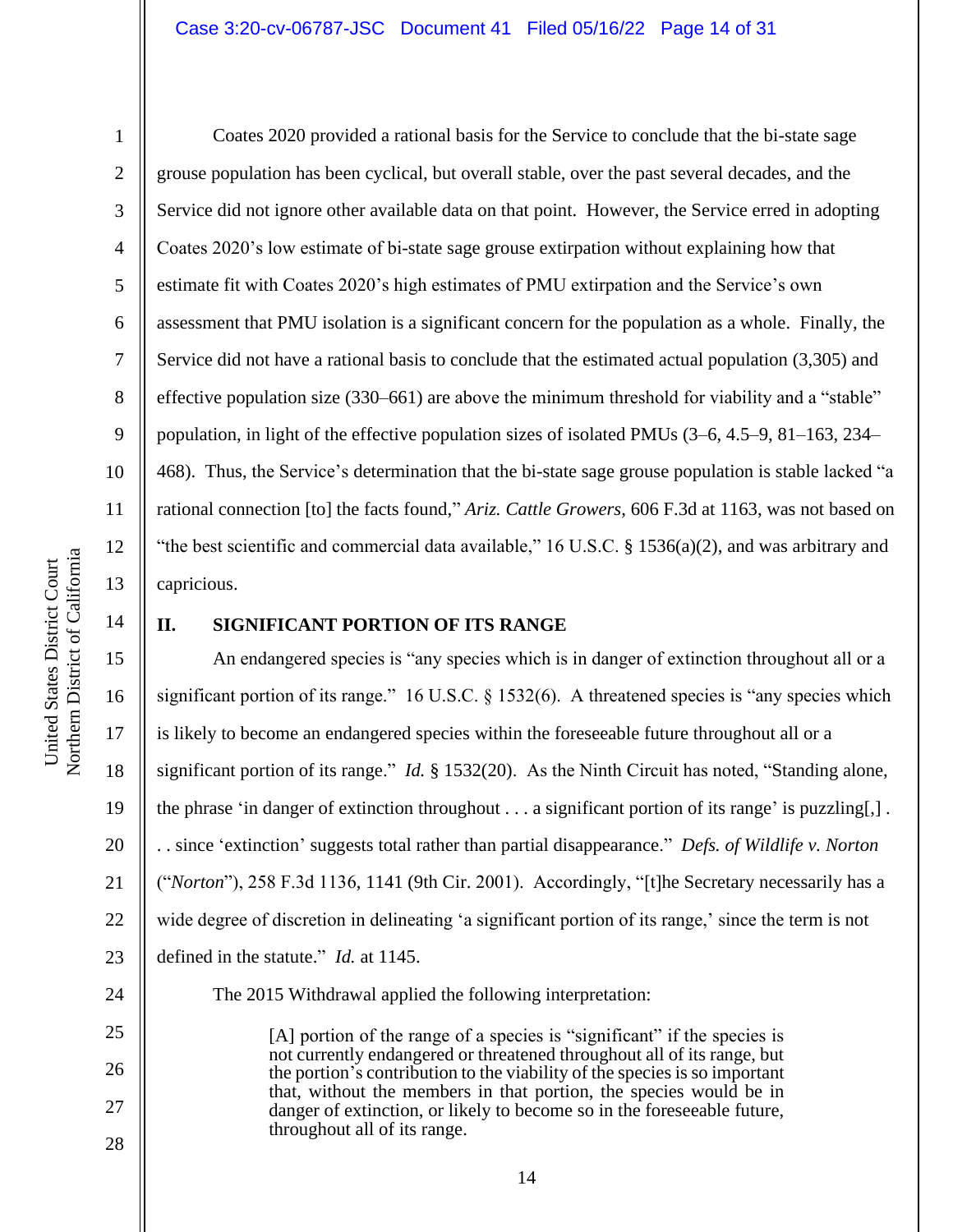Coates 2020 provided a rational basis for the Service to conclude that the bi-state sage grouse population has been cyclical, but overall stable, over the past several decades, and the Service did not ignore other available data on that point. However, the Service erred in adopting Coates 2020's low estimate of bi-state sage grouse extirpation without explaining how that estimate fit with Coates 2020's high estimates of PMU extirpation and the Service's own assessment that PMU isolation is a significant concern for the population as a whole. Finally, the Service did not have a rational basis to conclude that the estimated actual population (3,305) and effective population size (330–661) are above the minimum threshold for viability and a "stable" population, in light of the effective population sizes of isolated PMUs (3–6, 4.5–9, 81–163, 234–468). Thus, the Service's determination that the bi-state sage grouse population is stable lacked "a rational connection [to] the facts found," *Ariz. Cattle Growers*, 606 F.3d at 1163, was not based on "the best scientific and commercial data available," 16 U.S.C. § 1536(a)(2), and was arbitrary and capricious.

## II. SIGNIFICANT PORTION OF ITS RANGE

An endangered species is "any species which is in danger of extinction throughout all or a significant portion of its range." 16 U.S.C. § 1532(6). A threatened species is "any species which is likely to become an endangered species within the foreseeable future throughout all or a significant portion of its range." *Id.* § 1532(20). As the Ninth Circuit has noted, "Standing alone, the phrase 'in danger of extinction throughout . . . a significant portion of its range' is puzzling[,] . . . since 'extinction' suggests total rather than partial disappearance." *Defs. of Wildlife v. Norton* ("*Norton*"), 258 F.3d 1136, 1141 (9th Cir. 2001). Accordingly, "[t]he Secretary necessarily has a wide degree of discretion in delineating 'a significant portion of its range,' since the term is not defined in the statute." *Id.* at 1145.

The 2015 Withdrawal applied the following interpretation:

> [A] portion of the range of a species is "significant" if the species is not currently endangered or threatened throughout all of its range, but the portion's contribution to the viability of the species is so important that, without the members in that portion, the species would be in danger of extinction, or likely to become so in the foreseeable future, throughout all of its range.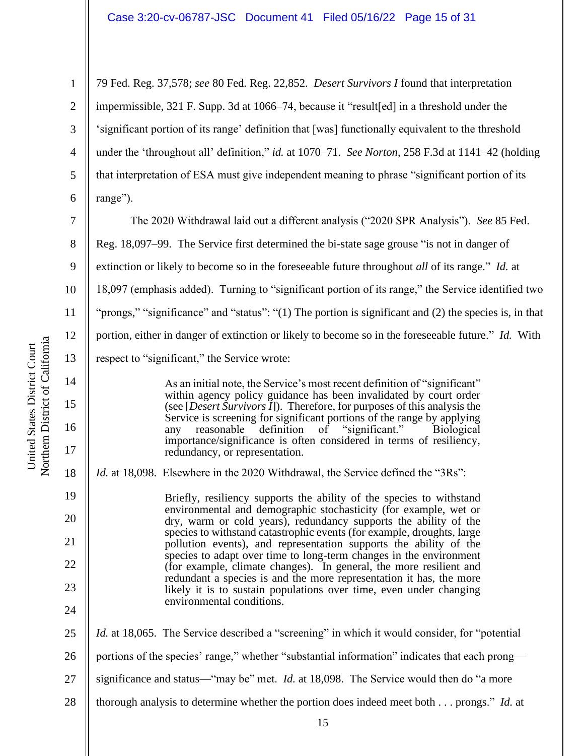79 Fed. Reg. 37,578; *see* 80 Fed. Reg. 22,852. *Desert Survivors I* found that interpretation impermissible, 321 F. Supp. 3d at 1066–74, because it "result[ed] in a threshold under the 'significant portion of its range' definition that [was] functionally equivalent to the threshold under the 'throughout all' definition," *id.* at 1070–71. *See Norton*, 258 F.3d at 1141–42 (holding that interpretation of ESA must give independent meaning to phrase "significant portion of its range").

The 2020 Withdrawal laid out a different analysis ("2020 SPR Analysis"). *See* 85 Fed. Reg. 18,097–99. The Service first determined the bi-state sage grouse "is not in danger of extinction or likely to become so in the foreseeable future throughout *all* of its range." *Id.* at 18,097 (emphasis added). Turning to "significant portion of its range," the Service identified two "prongs," "significance" and "status": "(1) The portion is significant and (2) the species is, in that portion, either in danger of extinction or likely to become so in the foreseeable future." *Id.* With respect to "significant," the Service wrote:

> As an initial note, the Service's most recent definition of "significant" within agency policy guidance has been invalidated by court order (see [*Desert Survivors I*]). Therefore, for purposes of this analysis the Service is screening for significant portions of the range by applying any reasonable definition of "significant." Biological importance/significance is often considered in terms of resiliency, redundancy, or representation.

*Id.* at 18,098. Elsewhere in the 2020 Withdrawal, the Service defined the "3Rs":

> Briefly, resiliency supports the ability of the species to withstand environmental and demographic stochasticity (for example, wet or dry, warm or cold years), redundancy supports the ability of the species to withstand catastrophic events (for example, droughts, large pollution events), and representation supports the ability of the species to adapt over time to long-term changes in the environment (for example, climate changes). In general, the more resilient and redundant a species is and the more representation it has, the more likely it is to sustain populations over time, even under changing environmental conditions.

*Id.* at 18,065. The Service described a "screening" in which it would consider, for "potential portions of the species' range," whether "substantial information" indicates that each prong—significance and status—"may be" met. *Id.* at 18,098. The Service would then do "a more thorough analysis to determine whether the portion does indeed meet both . . . prongs." *Id.* at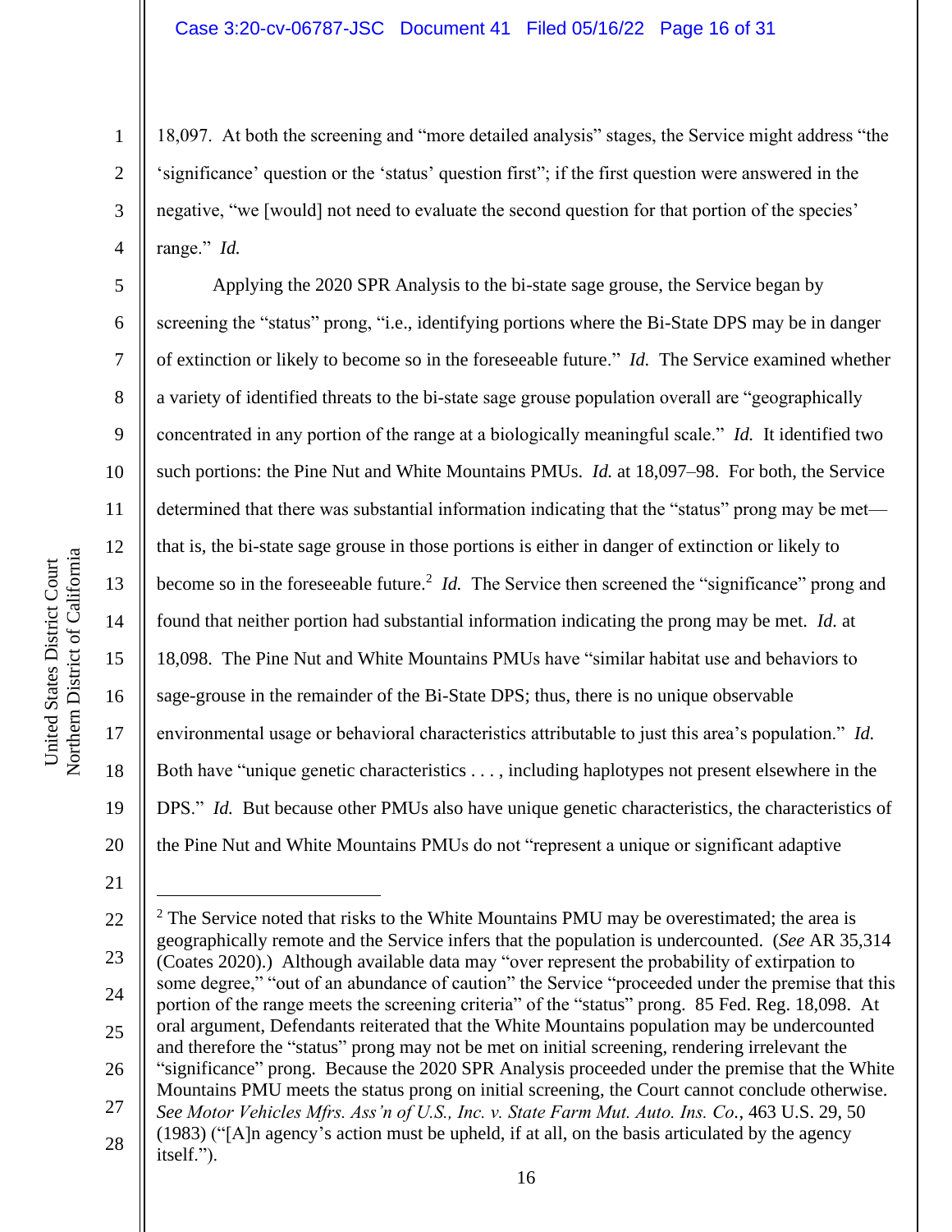18,097. At both the screening and "more detailed analysis" stages, the Service might address "the 'significance' question or the 'status' question first"; if the first question were answered in the negative, "we [would] not need to evaluate the second question for that portion of the species' range." *Id.*

Applying the 2020 SPR Analysis to the bi-state sage grouse, the Service began by screening the "status" prong, "i.e., identifying portions where the Bi-State DPS may be in danger of extinction or likely to become so in the foreseeable future." *Id.* The Service examined whether a variety of identified threats to the bi-state sage grouse population overall are "geographically concentrated in any portion of the range at a biologically meaningful scale." *Id.* It identified two such portions: the Pine Nut and White Mountains PMUs. *Id.* at 18,097–98. For both, the Service determined that there was substantial information indicating that the "status" prong may be met—that is, the bi-state sage grouse in those portions is either in danger of extinction or likely to become so in the foreseeable future.[2] *Id.* The Service then screened the "significance" prong and found that neither portion had substantial information indicating the prong may be met. *Id.* at 18,098. The Pine Nut and White Mountains PMUs have "similar habitat use and behaviors to sage-grouse in the remainder of the Bi-State DPS; thus, there is no unique observable environmental usage or behavioral characteristics attributable to just this area's population." *Id.* Both have "unique genetic characteristics . . . , including haplotypes not present elsewhere in the DPS." *Id.* But because other PMUs also have unique genetic characteristics, the characteristics of the Pine Nut and White Mountains PMUs do not "represent a unique or significant adaptive

---

[2] The Service noted that risks to the White Mountains PMU may be overestimated; the area is geographically remote and the Service infers that the population is undercounted. (*See* AR 35,314 (Coates 2020).) Although available data may "over represent the probability of extirpation to some degree," "out of an abundance of caution" the Service "proceeded under the premise that this portion of the range meets the screening criteria" of the "status" prong. 85 Fed. Reg. 18,098. At oral argument, Defendants reiterated that the White Mountains population may be undercounted and therefore the "status" prong may not be met on initial screening, rendering irrelevant the "significance" prong. Because the 2020 SPR Analysis proceeded under the premise that the White Mountains PMU meets the status prong on initial screening, the Court cannot conclude otherwise. *See Motor Vehicles Mfrs. Ass'n of U.S., Inc. v. State Farm Mut. Auto. Ins. Co.*, 463 U.S. 29, 50 (1983) ("[A]n agency's action must be upheld, if at all, on the basis articulated by the agency itself.").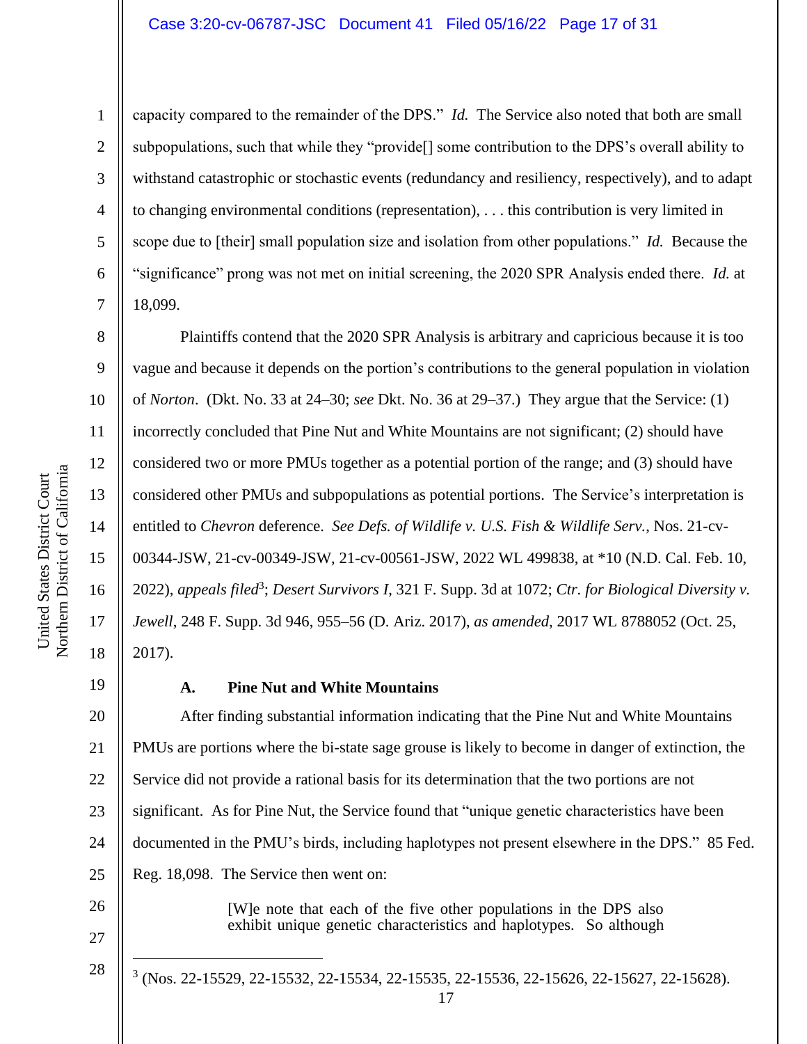capacity compared to the remainder of the DPS." *Id.* The Service also noted that both are small subpopulations, such that while they "provide[] some contribution to the DPS's overall ability to withstand catastrophic or stochastic events (redundancy and resiliency, respectively), and to adapt to changing environmental conditions (representation), . . . this contribution is very limited in scope due to [their] small population size and isolation from other populations." *Id.* Because the "significance" prong was not met on initial screening, the 2020 SPR Analysis ended there. *Id.* at 18,099.

Plaintiffs contend that the 2020 SPR Analysis is arbitrary and capricious because it is too vague and because it depends on the portion's contributions to the general population in violation of *Norton*. (Dkt. No. 33 at 24–30; *see* Dkt. No. 36 at 29–37.) They argue that the Service: (1) incorrectly concluded that Pine Nut and White Mountains are not significant; (2) should have considered two or more PMUs together as a potential portion of the range; and (3) should have considered other PMUs and subpopulations as potential portions. The Service's interpretation is entitled to *Chevron* deference. *See Defs. of Wildlife v. U.S. Fish & Wildlife Serv.*, Nos. 21-cv-00344-JSW, 21-cv-00349-JSW, 21-cv-00561-JSW, 2022 WL 499838, at *10 (N.D. Cal. Feb. 10, 2022), *appeals filed*[3]; *Desert Survivors I*, 321 F. Supp. 3d at 1072; *Ctr. for Biological Diversity v. Jewell*, 248 F. Supp. 3d 946, 955–56 (D. Ariz. 2017), *as amended*, 2017 WL 8788052 (Oct. 25, 2017).

### A. Pine Nut and White Mountains

After finding substantial information indicating that the Pine Nut and White Mountains PMUs are portions where the bi-state sage grouse is likely to become in danger of extinction, the Service did not provide a rational basis for its determination that the two portions are not significant. As for Pine Nut, the Service found that "unique genetic characteristics have been documented in the PMU's birds, including haplotypes not present elsewhere in the DPS." 85 Fed. Reg. 18,098. The Service then went on:

> [W]e note that each of the five other populations in the DPS also exhibit unique genetic characteristics and haplotypes. So although

---

[3] (Nos. 22-15529, 22-15532, 22-15534, 22-15535, 22-15536, 22-15626, 22-15627, 22-15628).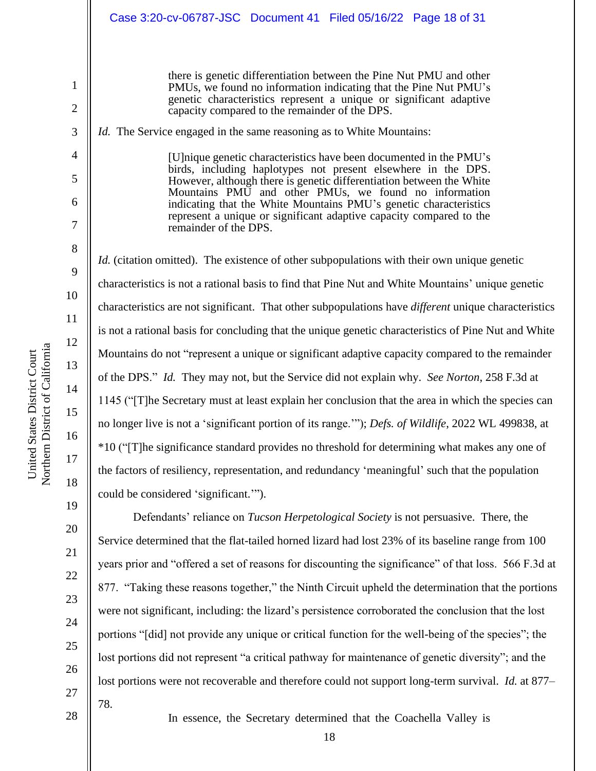> there is genetic differentiation between the Pine Nut PMU and other PMUs, we found no information indicating that the Pine Nut PMU's genetic characteristics represent a unique or significant adaptive capacity compared to the remainder of the DPS.

*Id.* The Service engaged in the same reasoning as to White Mountains:

> [U]nique genetic characteristics have been documented in the PMU's birds, including haplotypes not present elsewhere in the DPS. However, although there is genetic differentiation between the White Mountains PMU and other PMUs, we found no information indicating that the White Mountains PMU's genetic characteristics represent a unique or significant adaptive capacity compared to the remainder of the DPS.

*Id.* (citation omitted). The existence of other subpopulations with their own unique genetic characteristics is not a rational basis to find that Pine Nut and White Mountains' unique genetic characteristics are not significant. That other subpopulations have *different* unique characteristics is not a rational basis for concluding that the unique genetic characteristics of Pine Nut and White Mountains do not "represent a unique or significant adaptive capacity compared to the remainder of the DPS." *Id.* They may not, but the Service did not explain why. *See Norton*, 258 F.3d at 1145 ("[T]he Secretary must at least explain her conclusion that the area in which the species can no longer live is not a 'significant portion of its range.'"); *Defs. of Wildlife*, 2022 WL 499838, at *10 ("[T]he significance standard provides no threshold for determining what makes any one of the factors of resiliency, representation, and redundancy 'meaningful' such that the population could be considered 'significant.'").

Defendants' reliance on *Tucson Herpetological Society* is not persuasive. There, the Service determined that the flat-tailed horned lizard had lost 23% of its baseline range from 100 years prior and "offered a set of reasons for discounting the significance" of that loss. 566 F.3d at 877. "Taking these reasons together," the Ninth Circuit upheld the determination that the portions were not significant, including: the lizard's persistence corroborated the conclusion that the lost portions "[did] not provide any unique or critical function for the well-being of the species"; the lost portions did not represent "a critical pathway for maintenance of genetic diversity"; and the lost portions were not recoverable and therefore could not support long-term survival. *Id.* at 877–78.

> In essence, the Secretary determined that the Coachella Valley is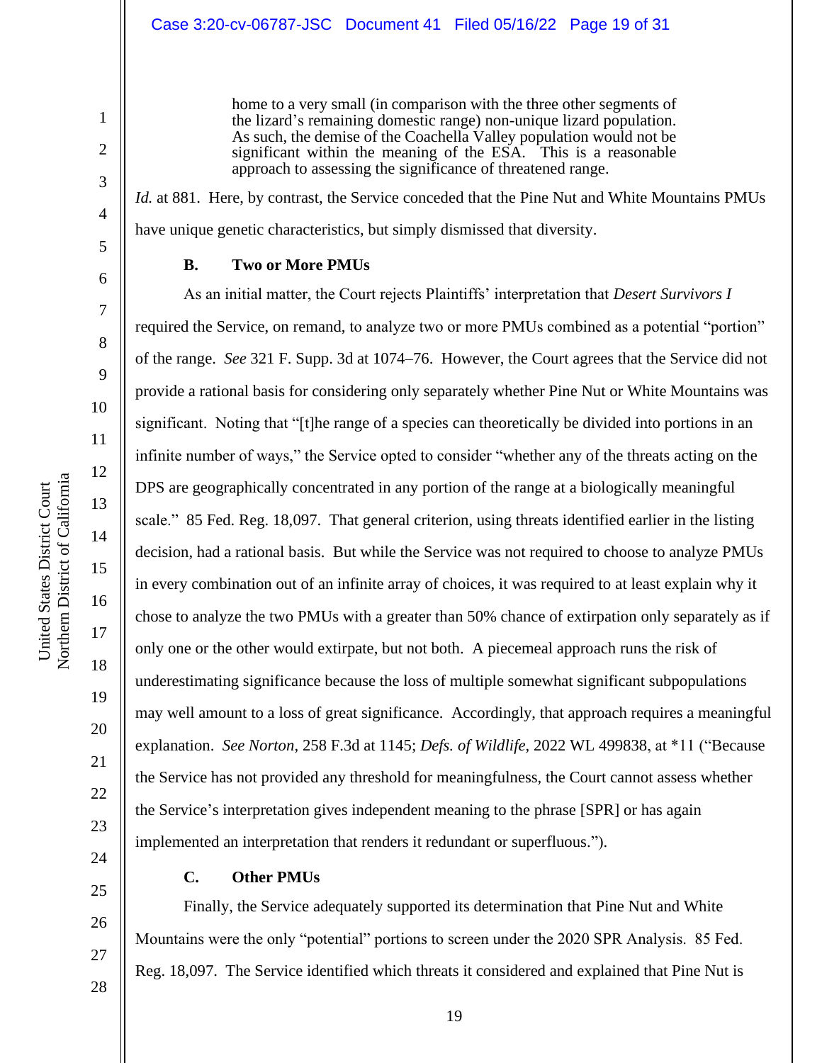> home to a very small (in comparison with the three other segments of the lizard's remaining domestic range) non-unique lizard population. As such, the demise of the Coachella Valley population would not be significant within the meaning of the ESA. This is a reasonable approach to assessing the significance of threatened range.

*Id.* at 881. Here, by contrast, the Service conceded that the Pine Nut and White Mountains PMUs have unique genetic characteristics, but simply dismissed that diversity.

### B. Two or More PMUs

As an initial matter, the Court rejects Plaintiffs' interpretation that *Desert Survivors I* required the Service, on remand, to analyze two or more PMUs combined as a potential "portion" of the range. *See* 321 F. Supp. 3d at 1074–76. However, the Court agrees that the Service did not provide a rational basis for considering only separately whether Pine Nut or White Mountains was significant. Noting that "[t]he range of a species can theoretically be divided into portions in an infinite number of ways," the Service opted to consider "whether any of the threats acting on the DPS are geographically concentrated in any portion of the range at a biologically meaningful scale." 85 Fed. Reg. 18,097. That general criterion, using threats identified earlier in the listing decision, had a rational basis. But while the Service was not required to choose to analyze PMUs in every combination out of an infinite array of choices, it was required to at least explain why it chose to analyze the two PMUs with a greater than 50% chance of extirpation only separately as if only one or the other would extirpate, but not both. A piecemeal approach runs the risk of underestimating significance because the loss of multiple somewhat significant subpopulations may well amount to a loss of great significance. Accordingly, that approach requires a meaningful explanation. *See Norton*, 258 F.3d at 1145; *Defs. of Wildlife*, 2022 WL 499838, at *11 ("Because the Service has not provided any threshold for meaningfulness, the Court cannot assess whether the Service's interpretation gives independent meaning to the phrase [SPR] or has again implemented an interpretation that renders it redundant or superfluous.").

### C. Other PMUs

Finally, the Service adequately supported its determination that Pine Nut and White Mountains were the only "potential" portions to screen under the 2020 SPR Analysis. 85 Fed. Reg. 18,097. The Service identified which threats it considered and explained that Pine Nut is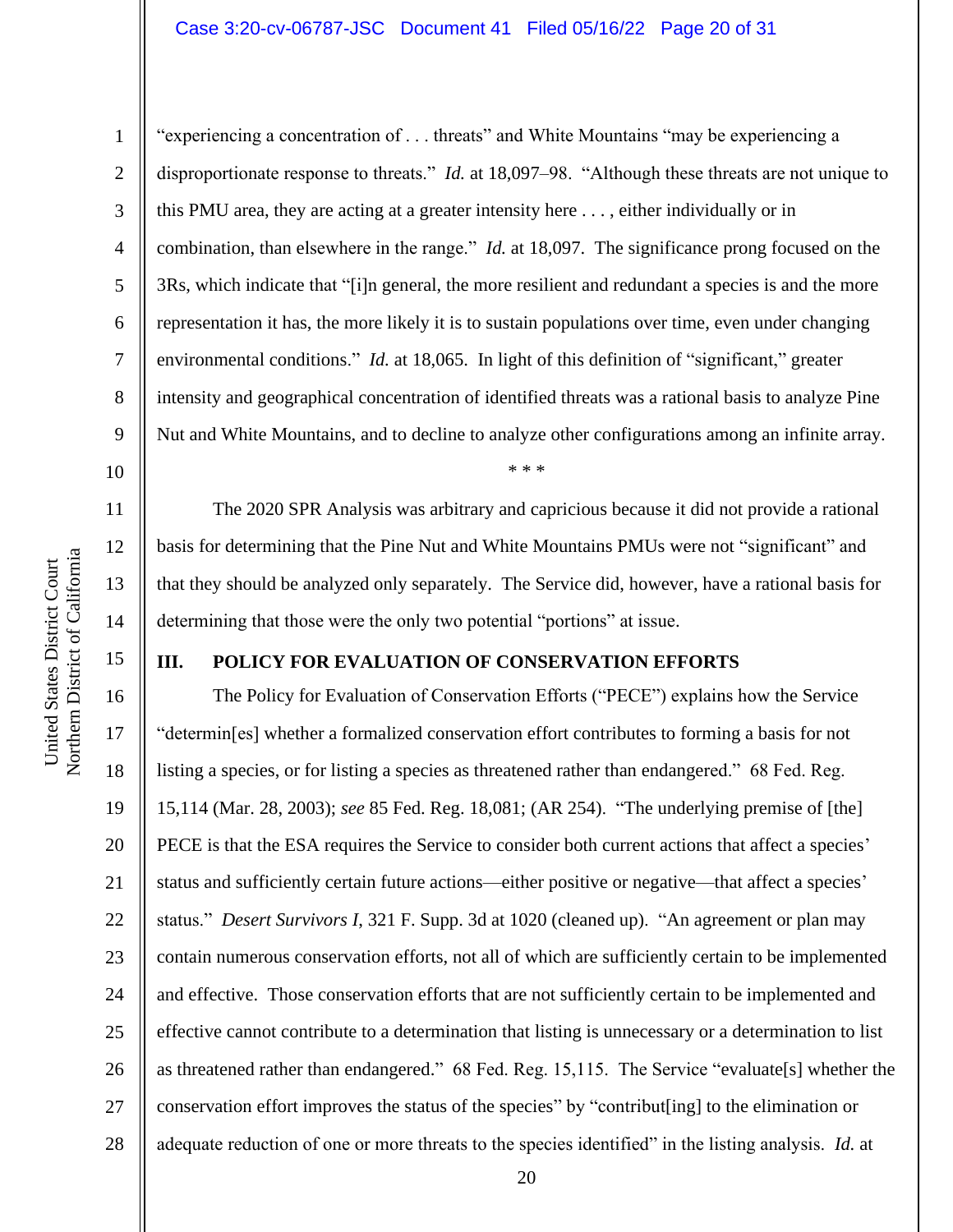"experiencing a concentration of . . . threats" and White Mountains "may be experiencing a disproportionate response to threats." *Id.* at 18,097–98. "Although these threats are not unique to this PMU area, they are acting at a greater intensity here . . . , either individually or in combination, than elsewhere in the range." *Id.* at 18,097. The significance prong focused on the 3Rs, which indicate that "[i]n general, the more resilient and redundant a species is and the more representation it has, the more likely it is to sustain populations over time, even under changing environmental conditions." *Id.* at 18,065. In light of this definition of "significant," greater intensity and geographical concentration of identified threats was a rational basis to analyze Pine Nut and White Mountains, and to decline to analyze other configurations among an infinite array.

\* \* \*

The 2020 SPR Analysis was arbitrary and capricious because it did not provide a rational basis for determining that the Pine Nut and White Mountains PMUs were not "significant" and that they should be analyzed only separately. The Service did, however, have a rational basis for determining that those were the only two potential "portions" at issue.

## III. POLICY FOR EVALUATION OF CONSERVATION EFFORTS

The Policy for Evaluation of Conservation Efforts ("PECE") explains how the Service "determin[es] whether a formalized conservation effort contributes to forming a basis for not listing a species, or for listing a species as threatened rather than endangered." 68 Fed. Reg. 15,114 (Mar. 28, 2003); *see* 85 Fed. Reg. 18,081; (AR 254). "The underlying premise of [the] PECE is that the ESA requires the Service to consider both current actions that affect a species' status and sufficiently certain future actions—either positive or negative—that affect a species' status." *Desert Survivors I*, 321 F. Supp. 3d at 1020 (cleaned up). "An agreement or plan may contain numerous conservation efforts, not all of which are sufficiently certain to be implemented and effective. Those conservation efforts that are not sufficiently certain to be implemented and effective cannot contribute to a determination that listing is unnecessary or a determination to list as threatened rather than endangered." 68 Fed. Reg. 15,115. The Service "evaluate[s] whether the conservation effort improves the status of the species" by "contribut[ing] to the elimination or adequate reduction of one or more threats to the species identified" in the listing analysis. *Id.* at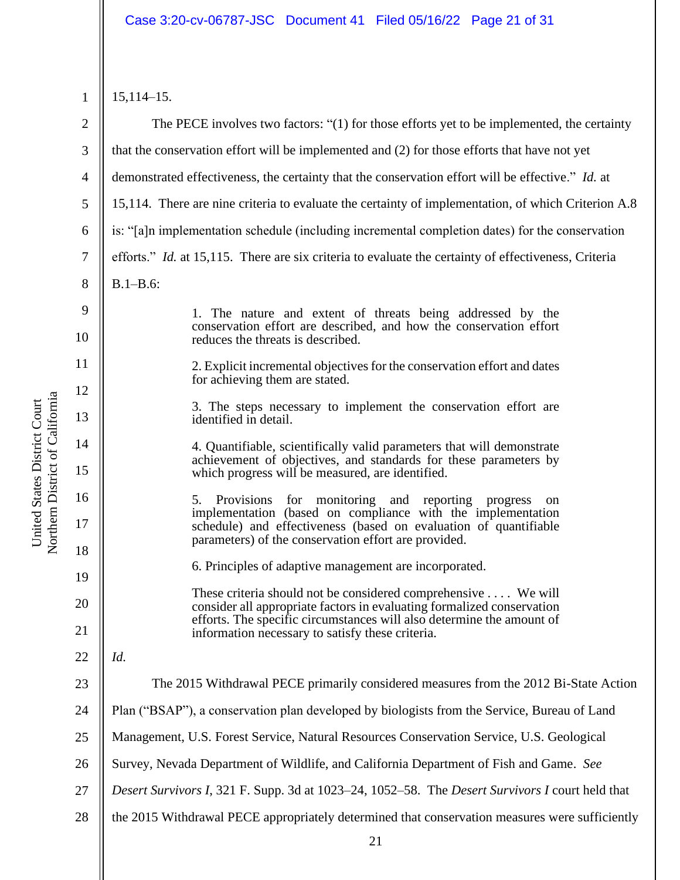15,114–15.

The PECE involves two factors: "(1) for those efforts yet to be implemented, the certainty that the conservation effort will be implemented and (2) for those efforts that have not yet demonstrated effectiveness, the certainty that the conservation effort will be effective." *Id.* at 15,114. There are nine criteria to evaluate the certainty of implementation, of which Criterion A.8 is: "[a]n implementation schedule (including incremental completion dates) for the conservation efforts." *Id.* at 15,115. There are six criteria to evaluate the certainty of effectiveness, Criteria B.1–B.6:

> 1. The nature and extent of threats being addressed by the conservation effort are described, and how the conservation effort reduces the threats is described.
>
> 2. Explicit incremental objectives for the conservation effort and dates for achieving them are stated.
>
> 3. The steps necessary to implement the conservation effort are identified in detail.
>
> 4. Quantifiable, scientifically valid parameters that will demonstrate achievement of objectives, and standards for these parameters by which progress will be measured, are identified.
>
> 5. Provisions for monitoring and reporting progress on implementation (based on compliance with the implementation schedule) and effectiveness (based on evaluation of quantifiable parameters) of the conservation effort are provided.
>
> 6. Principles of adaptive management are incorporated.
>
> These criteria should not be considered comprehensive . . . . We will consider all appropriate factors in evaluating formalized conservation efforts. The specific circumstances will also determine the amount of information necessary to satisfy these criteria.

*Id.*

The 2015 Withdrawal PECE primarily considered measures from the 2012 Bi-State Action Plan ("BSAP"), a conservation plan developed by biologists from the Service, Bureau of Land Management, U.S. Forest Service, Natural Resources Conservation Service, U.S. Geological Survey, Nevada Department of Wildlife, and California Department of Fish and Game. *See Desert Survivors I*, 321 F. Supp. 3d at 1023–24, 1052–58. The *Desert Survivors I* court held that the 2015 Withdrawal PECE appropriately determined that conservation measures were sufficiently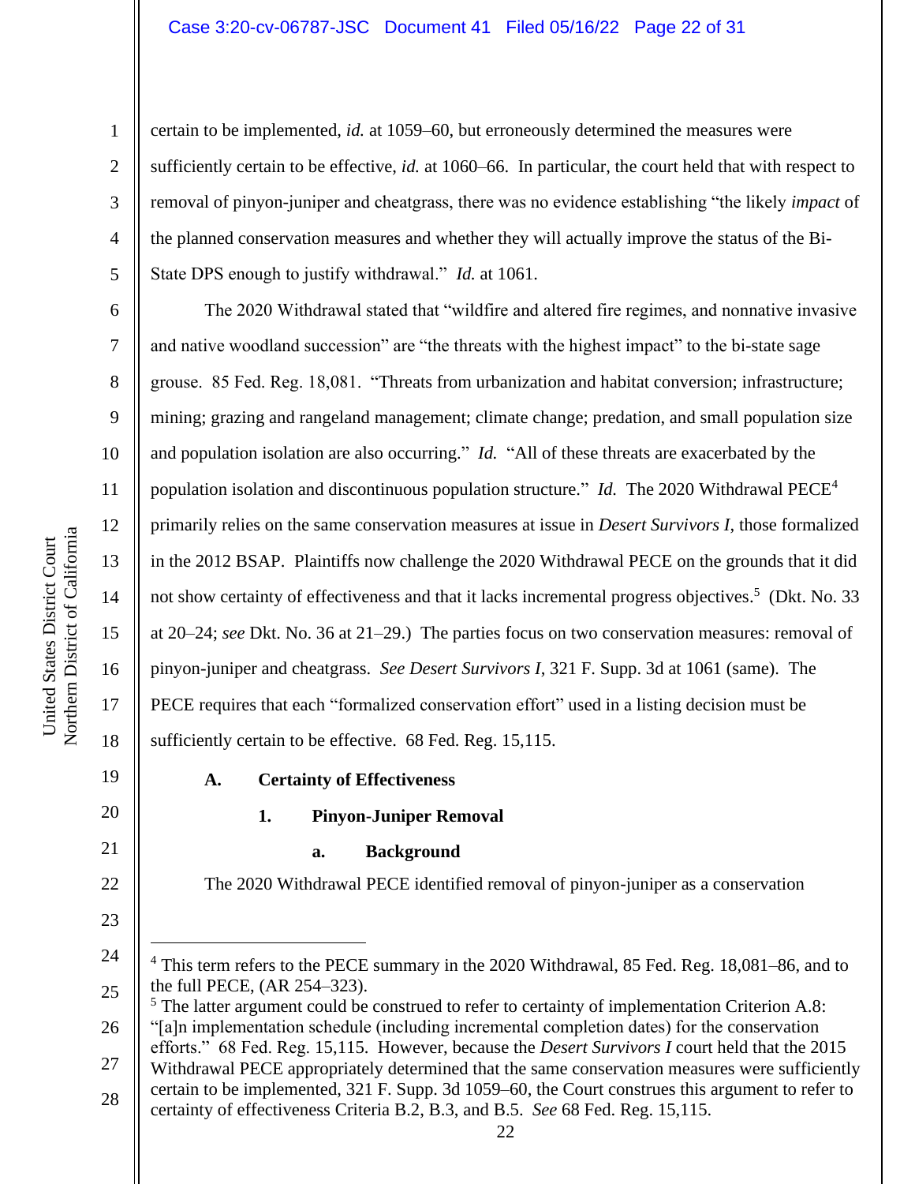certain to be implemented, *id.* at 1059–60, but erroneously determined the measures were sufficiently certain to be effective, *id.* at 1060–66. In particular, the court held that with respect to removal of pinyon-juniper and cheatgrass, there was no evidence establishing "the likely *impact* of the planned conservation measures and whether they will actually improve the status of the Bi-State DPS enough to justify withdrawal." *Id.* at 1061.

The 2020 Withdrawal stated that "wildfire and altered fire regimes, and nonnative invasive and native woodland succession" are "the threats with the highest impact" to the bi-state sage grouse. 85 Fed. Reg. 18,081. "Threats from urbanization and habitat conversion; infrastructure; mining; grazing and rangeland management; climate change; predation, and small population size and population isolation are also occurring." *Id.* "All of these threats are exacerbated by the population isolation and discontinuous population structure." *Id.* The 2020 Withdrawal PECE[4] primarily relies on the same conservation measures at issue in *Desert Survivors I*, those formalized in the 2012 BSAP. Plaintiffs now challenge the 2020 Withdrawal PECE on the grounds that it did not show certainty of effectiveness and that it lacks incremental progress objectives.[5] (Dkt. No. 33 at 20–24; *see* Dkt. No. 36 at 21–29.) The parties focus on two conservation measures: removal of pinyon-juniper and cheatgrass. *See Desert Survivors I*, 321 F. Supp. 3d at 1061 (same). The PECE requires that each "formalized conservation effort" used in a listing decision must be sufficiently certain to be effective. 68 Fed. Reg. 15,115.

### A. Certainty of Effectiveness

#### 1. Pinyon-Juniper Removal

##### a. Background

The 2020 Withdrawal PECE identified removal of pinyon-juniper as a conservation

---

[4] This term refers to the PECE summary in the 2020 Withdrawal, 85 Fed. Reg. 18,081–86, and to the full PECE, (AR 254–323).

[5] The latter argument could be construed to refer to certainty of implementation Criterion A.8: "[a]n implementation schedule (including incremental completion dates) for the conservation efforts." 68 Fed. Reg. 15,115. However, because the *Desert Survivors I* court held that the 2015 Withdrawal PECE appropriately determined that the same conservation measures were sufficiently certain to be implemented, 321 F. Supp. 3d 1059–60, the Court construes this argument to refer to certainty of effectiveness Criteria B.2, B.3, and B.5. *See* 68 Fed. Reg. 15,115.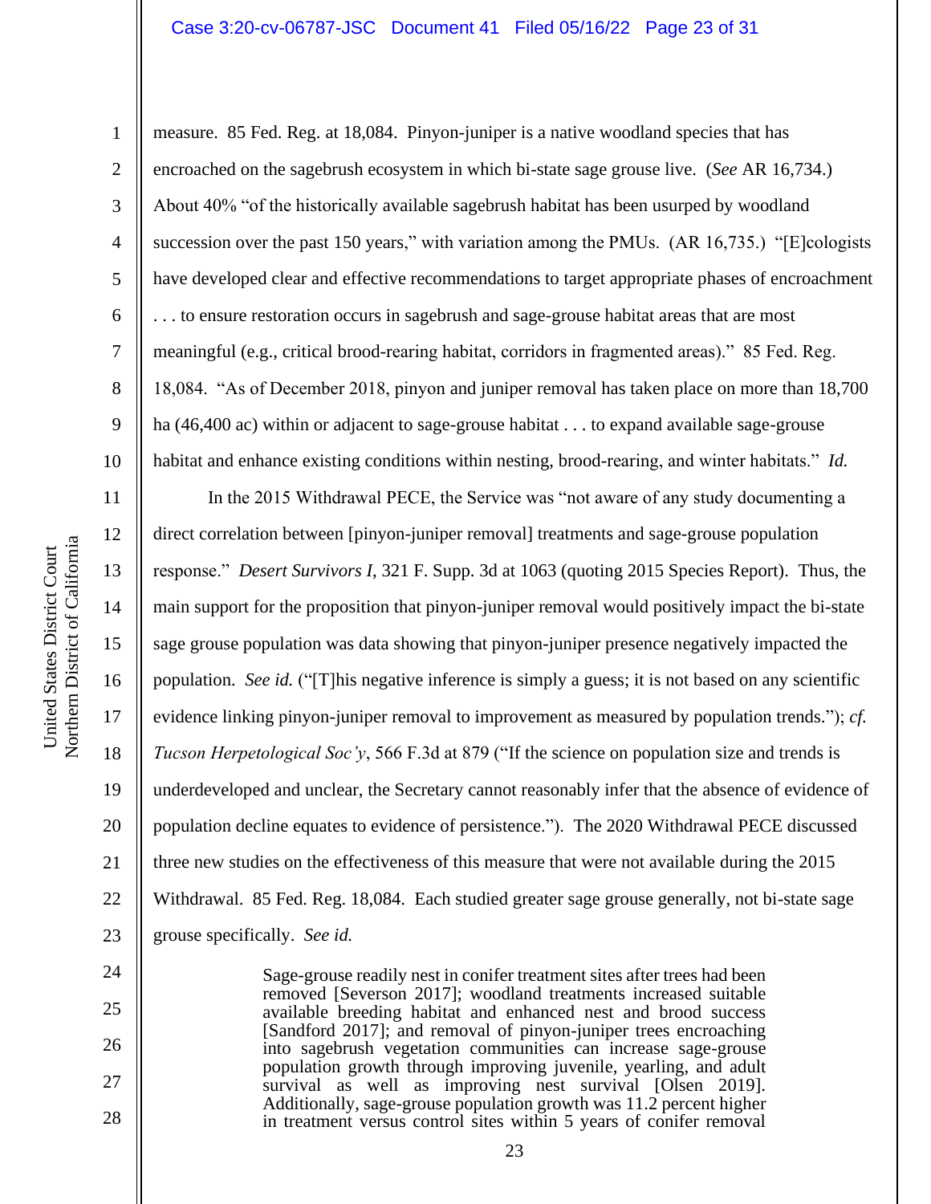measure. 85 Fed. Reg. at 18,084. Pinyon-juniper is a native woodland species that has encroached on the sagebrush ecosystem in which bi-state sage grouse live. (*See* AR 16,734.) About 40% "of the historically available sagebrush habitat has been usurped by woodland succession over the past 150 years," with variation among the PMUs. (AR 16,735.) "[E]cologists have developed clear and effective recommendations to target appropriate phases of encroachment . . . to ensure restoration occurs in sagebrush and sage-grouse habitat areas that are most meaningful (e.g., critical brood-rearing habitat, corridors in fragmented areas)." 85 Fed. Reg. 18,084. "As of December 2018, pinyon and juniper removal has taken place on more than 18,700 ha (46,400 ac) within or adjacent to sage-grouse habitat . . . to expand available sage-grouse habitat and enhance existing conditions within nesting, brood-rearing, and winter habitats." *Id.*

In the 2015 Withdrawal PECE, the Service was "not aware of any study documenting a direct correlation between [pinyon-juniper removal] treatments and sage-grouse population response." *Desert Survivors I*, 321 F. Supp. 3d at 1063 (quoting 2015 Species Report). Thus, the main support for the proposition that pinyon-juniper removal would positively impact the bi-state sage grouse population was data showing that pinyon-juniper presence negatively impacted the population. *See id.* ("[T]his negative inference is simply a guess; it is not based on any scientific evidence linking pinyon-juniper removal to improvement as measured by population trends."); *cf. Tucson Herpetological Soc'y*, 566 F.3d at 879 ("If the science on population size and trends is underdeveloped and unclear, the Secretary cannot reasonably infer that the absence of evidence of population decline equates to evidence of persistence."). The 2020 Withdrawal PECE discussed three new studies on the effectiveness of this measure that were not available during the 2015 Withdrawal. 85 Fed. Reg. 18,084. Each studied greater sage grouse generally, not bi-state sage grouse specifically. *See id.*

> Sage-grouse readily nest in conifer treatment sites after trees had been removed [Severson 2017]; woodland treatments increased suitable available breeding habitat and enhanced nest and brood success [Sandford 2017]; and removal of pinyon-juniper trees encroaching into sagebrush vegetation communities can increase sage-grouse population growth through improving juvenile, yearling, and adult survival as well as improving nest survival [Olsen 2019]. Additionally, sage-grouse population growth was 11.2 percent higher in treatment versus control sites within 5 years of conifer removal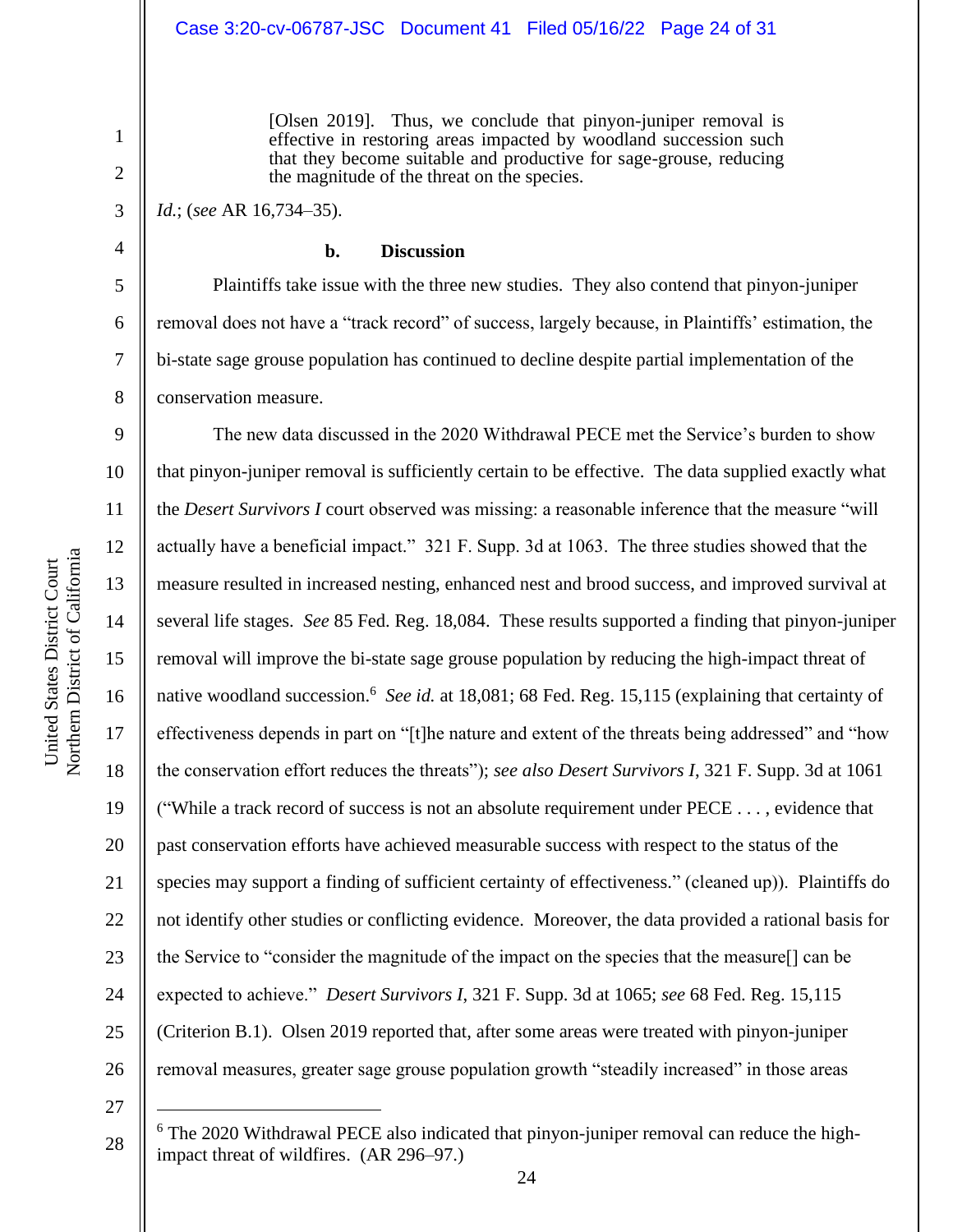> [Olsen 2019]. Thus, we conclude that pinyon-juniper removal is effective in restoring areas impacted by woodland succession such that they become suitable and productive for sage-grouse, reducing the magnitude of the threat on the species.

*Id.*; (*see* AR 16,734–35).

**b. Discussion**

Plaintiffs take issue with the three new studies. They also contend that pinyon-juniper removal does not have a "track record" of success, largely because, in Plaintiffs' estimation, the bi-state sage grouse population has continued to decline despite partial implementation of the conservation measure.

The new data discussed in the 2020 Withdrawal PECE met the Service's burden to show that pinyon-juniper removal is sufficiently certain to be effective. The data supplied exactly what the *Desert Survivors I* court observed was missing: a reasonable inference that the measure "will actually have a beneficial impact." 321 F. Supp. 3d at 1063. The three studies showed that the measure resulted in increased nesting, enhanced nest and brood success, and improved survival at several life stages. *See* 85 Fed. Reg. 18,084. These results supported a finding that pinyon-juniper removal will improve the bi-state sage grouse population by reducing the high-impact threat of native woodland succession.[6] *See id.* at 18,081; 68 Fed. Reg. 15,115 (explaining that certainty of effectiveness depends in part on "[t]he nature and extent of the threats being addressed" and "how the conservation effort reduces the threats"); *see also Desert Survivors I*, 321 F. Supp. 3d at 1061 ("While a track record of success is not an absolute requirement under PECE . . . , evidence that past conservation efforts have achieved measurable success with respect to the status of the species may support a finding of sufficient certainty of effectiveness." (cleaned up)). Plaintiffs do not identify other studies or conflicting evidence. Moreover, the data provided a rational basis for the Service to "consider the magnitude of the impact on the species that the measure[] can be expected to achieve." *Desert Survivors I*, 321 F. Supp. 3d at 1065; *see* 68 Fed. Reg. 15,115 (Criterion B.1). Olsen 2019 reported that, after some areas were treated with pinyon-juniper removal measures, greater sage grouse population growth "steadily increased" in those areas

---

[6] The 2020 Withdrawal PECE also indicated that pinyon-juniper removal can reduce the high-impact threat of wildfires. (AR 296–97.)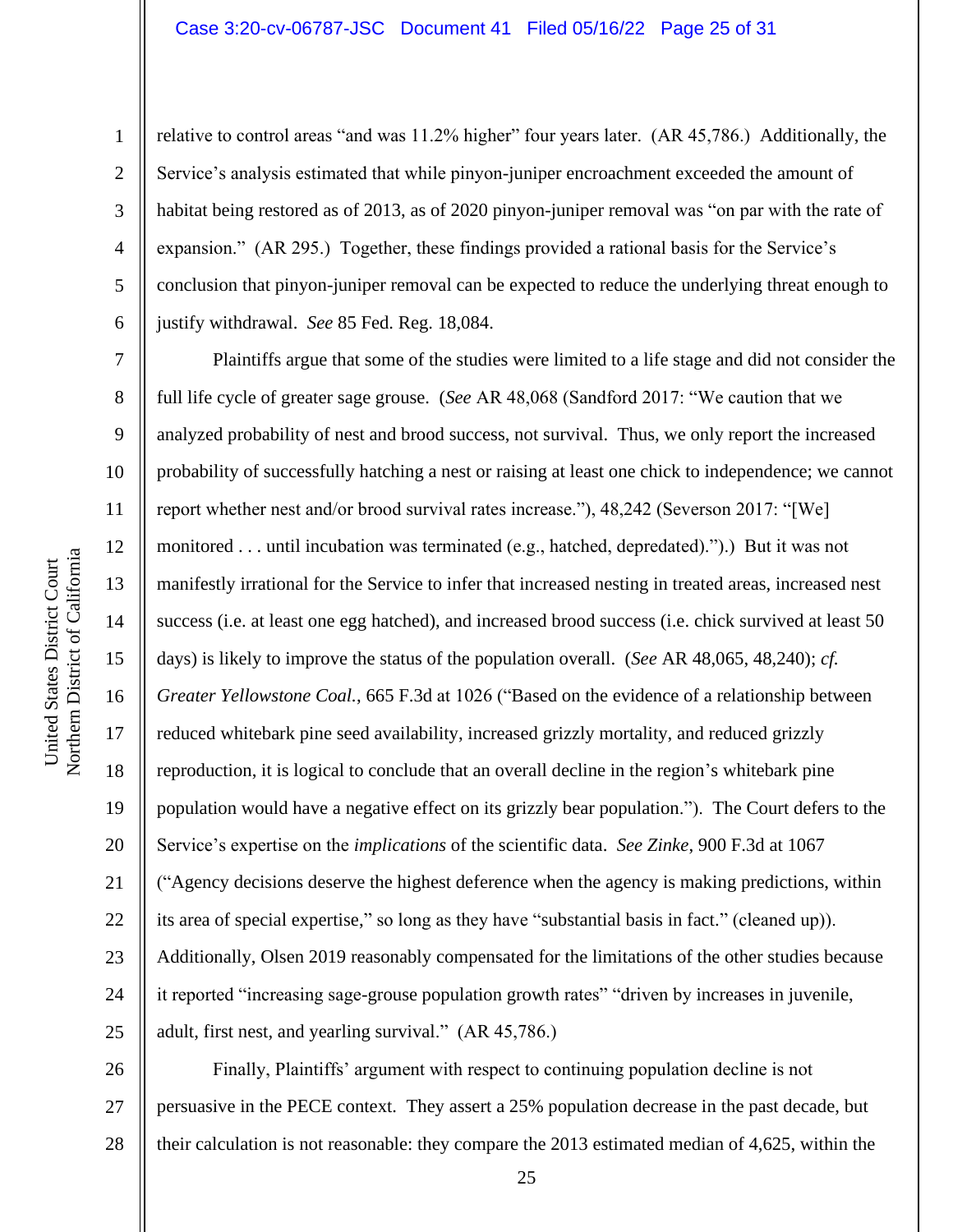relative to control areas "and was 11.2% higher" four years later. (AR 45,786.) Additionally, the Service's analysis estimated that while pinyon-juniper encroachment exceeded the amount of habitat being restored as of 2013, as of 2020 pinyon-juniper removal was "on par with the rate of expansion." (AR 295.) Together, these findings provided a rational basis for the Service's conclusion that pinyon-juniper removal can be expected to reduce the underlying threat enough to justify withdrawal. *See* 85 Fed. Reg. 18,084.

Plaintiffs argue that some of the studies were limited to a life stage and did not consider the full life cycle of greater sage grouse. (*See* AR 48,068 (Sandford 2017: "We caution that we analyzed probability of nest and brood success, not survival. Thus, we only report the increased probability of successfully hatching a nest or raising at least one chick to independence; we cannot report whether nest and/or brood survival rates increase."), 48,242 (Severson 2017: "[We] monitored . . . until incubation was terminated (e.g., hatched, depredated).").) But it was not manifestly irrational for the Service to infer that increased nesting in treated areas, increased nest success (i.e. at least one egg hatched), and increased brood success (i.e. chick survived at least 50 days) is likely to improve the status of the population overall. (*See* AR 48,065, 48,240); *cf. Greater Yellowstone Coal.*, 665 F.3d at 1026 ("Based on the evidence of a relationship between reduced whitebark pine seed availability, increased grizzly mortality, and reduced grizzly reproduction, it is logical to conclude that an overall decline in the region's whitebark pine population would have a negative effect on its grizzly bear population."). The Court defers to the Service's expertise on the *implications* of the scientific data. *See Zinke*, 900 F.3d at 1067 ("Agency decisions deserve the highest deference when the agency is making predictions, within its area of special expertise," so long as they have "substantial basis in fact." (cleaned up)). Additionally, Olsen 2019 reasonably compensated for the limitations of the other studies because it reported "increasing sage-grouse population growth rates" "driven by increases in juvenile, adult, first nest, and yearling survival." (AR 45,786.)

Finally, Plaintiffs' argument with respect to continuing population decline is not persuasive in the PECE context. They assert a 25% population decrease in the past decade, but their calculation is not reasonable: they compare the 2013 estimated median of 4,625, within the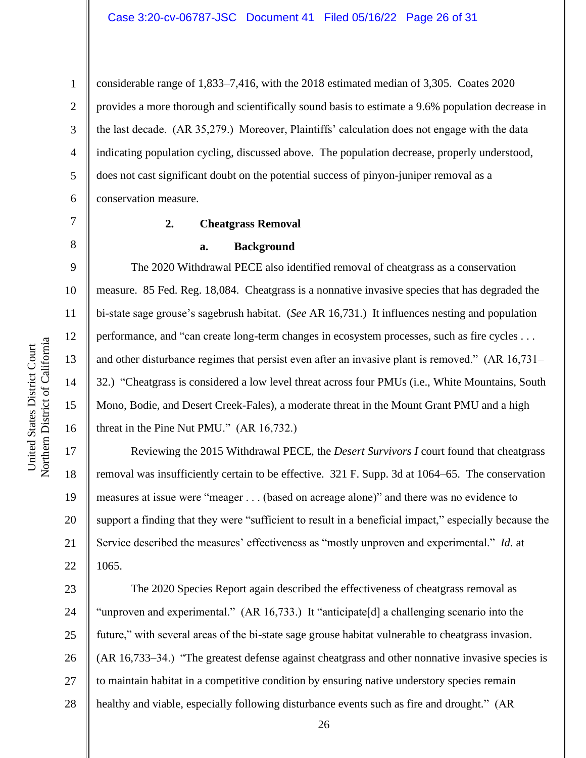considerable range of 1,833–7,416, with the 2018 estimated median of 3,305. Coates 2020 provides a more thorough and scientifically sound basis to estimate a 9.6% population decrease in the last decade. (AR 35,279.) Moreover, Plaintiffs' calculation does not engage with the data indicating population cycling, discussed above. The population decrease, properly understood, does not cast significant doubt on the potential success of pinyon-juniper removal as a conservation measure.

**2. Cheatgrass Removal**

**a. Background**

The 2020 Withdrawal PECE also identified removal of cheatgrass as a conservation measure. 85 Fed. Reg. 18,084. Cheatgrass is a nonnative invasive species that has degraded the bi-state sage grouse's sagebrush habitat. (*See* AR 16,731.) It influences nesting and population performance, and "can create long-term changes in ecosystem processes, such as fire cycles . . . and other disturbance regimes that persist even after an invasive plant is removed." (AR 16,731–32.) "Cheatgrass is considered a low level threat across four PMUs (i.e., White Mountains, South Mono, Bodie, and Desert Creek-Fales), a moderate threat in the Mount Grant PMU and a high threat in the Pine Nut PMU." (AR 16,732.)

Reviewing the 2015 Withdrawal PECE, the *Desert Survivors I* court found that cheatgrass removal was insufficiently certain to be effective. 321 F. Supp. 3d at 1064–65. The conservation measures at issue were "meager . . . (based on acreage alone)" and there was no evidence to support a finding that they were "sufficient to result in a beneficial impact," especially because the Service described the measures' effectiveness as "mostly unproven and experimental." *Id.* at 1065.

The 2020 Species Report again described the effectiveness of cheatgrass removal as "unproven and experimental." (AR 16,733.) It "anticipate[d] a challenging scenario into the future," with several areas of the bi-state sage grouse habitat vulnerable to cheatgrass invasion. (AR 16,733–34.) "The greatest defense against cheatgrass and other nonnative invasive species is to maintain habitat in a competitive condition by ensuring native understory species remain healthy and viable, especially following disturbance events such as fire and drought." (AR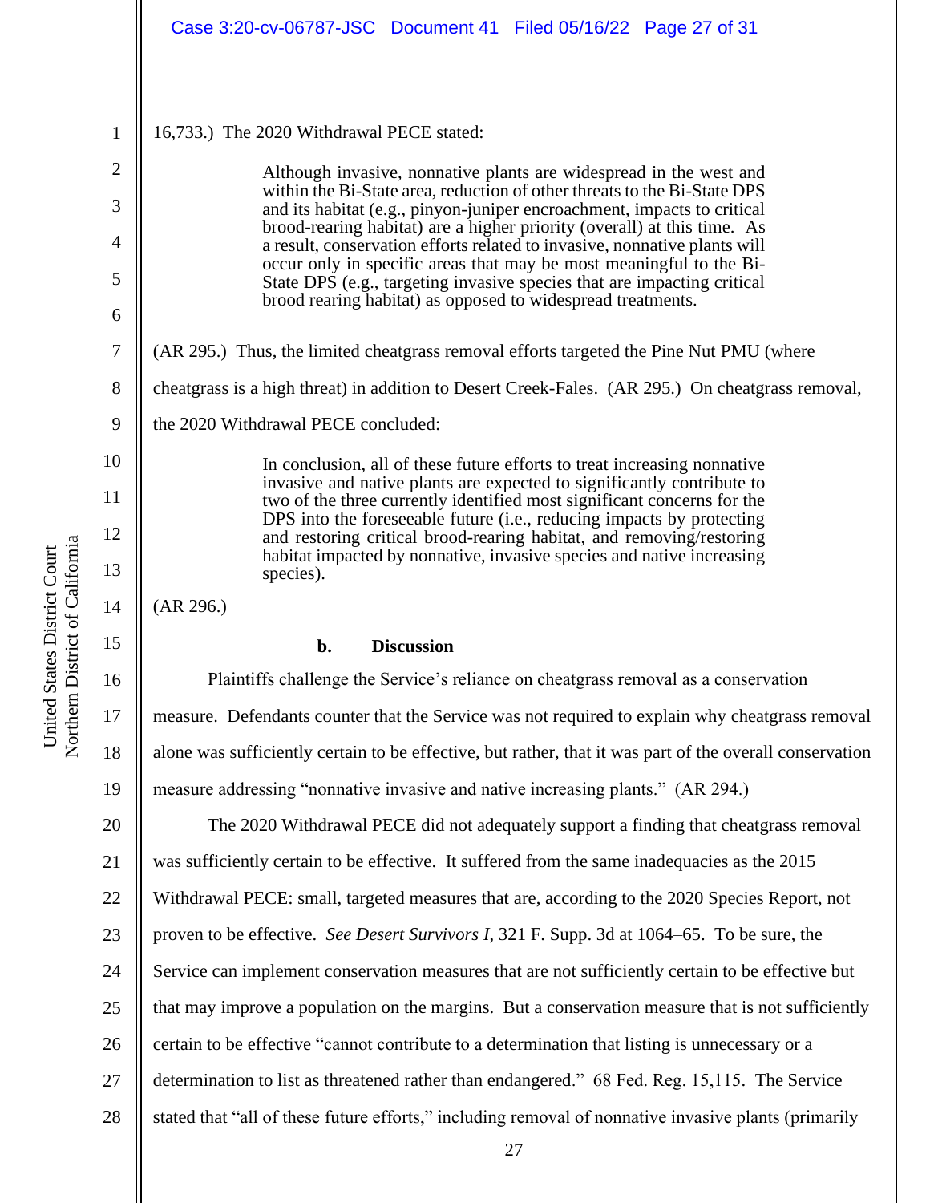16,733.) The 2020 Withdrawal PECE stated:

> Although invasive, nonnative plants are widespread in the west and within the Bi-State area, reduction of other threats to the Bi-State DPS and its habitat (e.g., pinyon-juniper encroachment, impacts to critical brood-rearing habitat) are a higher priority (overall) at this time. As a result, conservation efforts related to invasive, nonnative plants will occur only in specific areas that may be most meaningful to the Bi-State DPS (e.g., targeting invasive species that are impacting critical brood rearing habitat) as opposed to widespread treatments.

(AR 295.) Thus, the limited cheatgrass removal efforts targeted the Pine Nut PMU (where cheatgrass is a high threat) in addition to Desert Creek-Fales. (AR 295.) On cheatgrass removal, the 2020 Withdrawal PECE concluded:

> In conclusion, all of these future efforts to treat increasing nonnative invasive and native plants are expected to significantly contribute to two of the three currently identified most significant concerns for the DPS into the foreseeable future (i.e., reducing impacts by protecting and restoring critical brood-rearing habitat, and removing/restoring habitat impacted by nonnative, invasive species and native increasing species).

(AR 296.)

**b. Discussion**

Plaintiffs challenge the Service's reliance on cheatgrass removal as a conservation measure. Defendants counter that the Service was not required to explain why cheatgrass removal alone was sufficiently certain to be effective, but rather, that it was part of the overall conservation measure addressing "nonnative invasive and native increasing plants." (AR 294.)

The 2020 Withdrawal PECE did not adequately support a finding that cheatgrass removal was sufficiently certain to be effective. It suffered from the same inadequacies as the 2015 Withdrawal PECE: small, targeted measures that are, according to the 2020 Species Report, not proven to be effective. *See Desert Survivors I*, 321 F. Supp. 3d at 1064–65. To be sure, the Service can implement conservation measures that are not sufficiently certain to be effective but that may improve a population on the margins. But a conservation measure that is not sufficiently certain to be effective "cannot contribute to a determination that listing is unnecessary or a determination to list as threatened rather than endangered." 68 Fed. Reg. 15,115. The Service stated that "all of these future efforts," including removal of nonnative invasive plants (primarily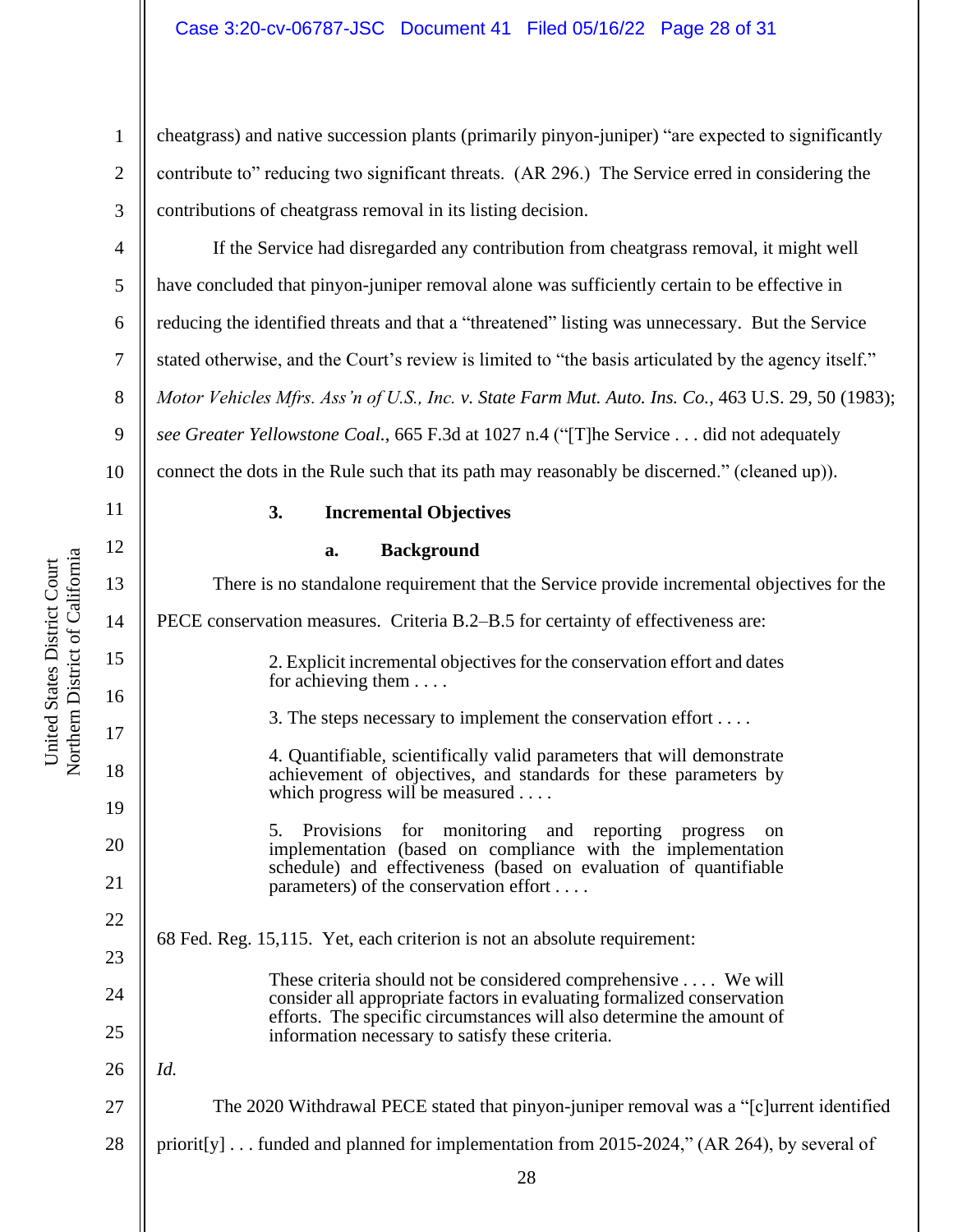cheatgrass) and native succession plants (primarily pinyon-juniper) "are expected to significantly contribute to" reducing two significant threats. (AR 296.) The Service erred in considering the contributions of cheatgrass removal in its listing decision.

If the Service had disregarded any contribution from cheatgrass removal, it might well have concluded that pinyon-juniper removal alone was sufficiently certain to be effective in reducing the identified threats and that a "threatened" listing was unnecessary. But the Service stated otherwise, and the Court's review is limited to "the basis articulated by the agency itself." *Motor Vehicles Mfrs. Ass'n of U.S., Inc. v. State Farm Mut. Auto. Ins. Co.*, 463 U.S. 29, 50 (1983); *see Greater Yellowstone Coal.*, 665 F.3d at 1027 n.4 ("[T]he Service . . . did not adequately connect the dots in the Rule such that its path may reasonably be discerned." (cleaned up)).

### 3. Incremental Objectives

#### a. Background

There is no standalone requirement that the Service provide incremental objectives for the PECE conservation measures. Criteria B.2–B.5 for certainty of effectiveness are:

> 2. Explicit incremental objectives for the conservation effort and dates for achieving them . . . .
>
> 3. The steps necessary to implement the conservation effort . . . .
>
> 4. Quantifiable, scientifically valid parameters that will demonstrate achievement of objectives, and standards for these parameters by which progress will be measured . . . .
>
> 5. Provisions for monitoring and reporting progress on implementation (based on compliance with the implementation schedule) and effectiveness (based on evaluation of quantifiable parameters) of the conservation effort . . . .

68 Fed. Reg. 15,115. Yet, each criterion is not an absolute requirement:

> These criteria should not be considered comprehensive . . . . We will consider all appropriate factors in evaluating formalized conservation efforts. The specific circumstances will also determine the amount of information necessary to satisfy these criteria.

*Id.*

The 2020 Withdrawal PECE stated that pinyon-juniper removal was a "[c]urrent identified priorit[y] . . . funded and planned for implementation from 2015-2024," (AR 264), by several of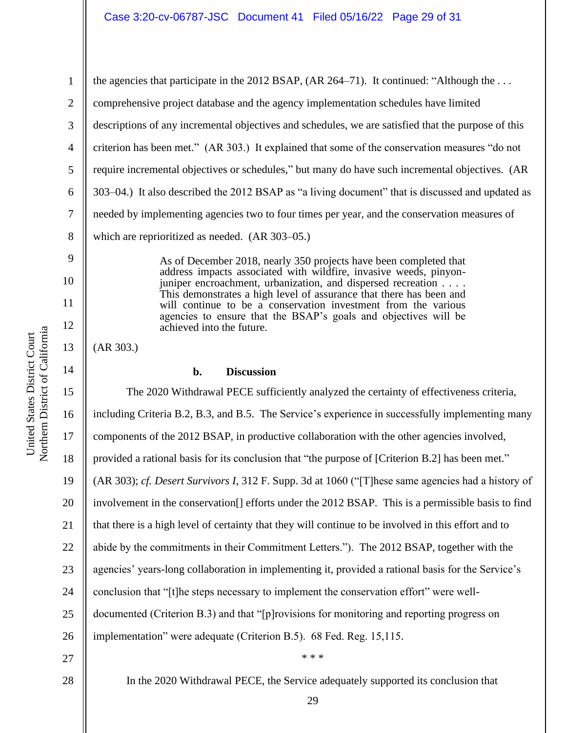the agencies that participate in the 2012 BSAP, (AR 264–71). It continued: "Although the . . . comprehensive project database and the agency implementation schedules have limited descriptions of any incremental objectives and schedules, we are satisfied that the purpose of this criterion has been met." (AR 303.) It explained that some of the conservation measures "do not require incremental objectives or schedules," but many do have such incremental objectives. (AR 303–04.) It also described the 2012 BSAP as "a living document" that is discussed and updated as needed by implementing agencies two to four times per year, and the conservation measures of which are reprioritized as needed. (AR 303–05.)

> As of December 2018, nearly 350 projects have been completed that address impacts associated with wildfire, invasive weeds, pinyon-juniper encroachment, urbanization, and dispersed recreation . . . . This demonstrates a high level of assurance that there has been and will continue to be a conservation investment from the various agencies to ensure that the BSAP's goals and objectives will be achieved into the future.

(AR 303.)

**b. Discussion**

The 2020 Withdrawal PECE sufficiently analyzed the certainty of effectiveness criteria, including Criteria B.2, B.3, and B.5. The Service's experience in successfully implementing many components of the 2012 BSAP, in productive collaboration with the other agencies involved, provided a rational basis for its conclusion that "the purpose of [Criterion B.2] has been met." (AR 303); *cf. Desert Survivors I*, 312 F. Supp. 3d at 1060 ("[T]hese same agencies had a history of involvement in the conservation[] efforts under the 2012 BSAP. This is a permissible basis to find that there is a high level of certainty that they will continue to be involved in this effort and to abide by the commitments in their Commitment Letters."). The 2012 BSAP, together with the agencies' years-long collaboration in implementing it, provided a rational basis for the Service's conclusion that "[t]he steps necessary to implement the conservation effort" were well-documented (Criterion B.3) and that "[p]rovisions for monitoring and reporting progress on implementation" were adequate (Criterion B.5). 68 Fed. Reg. 15,115.

\* \* \*

In the 2020 Withdrawal PECE, the Service adequately supported its conclusion that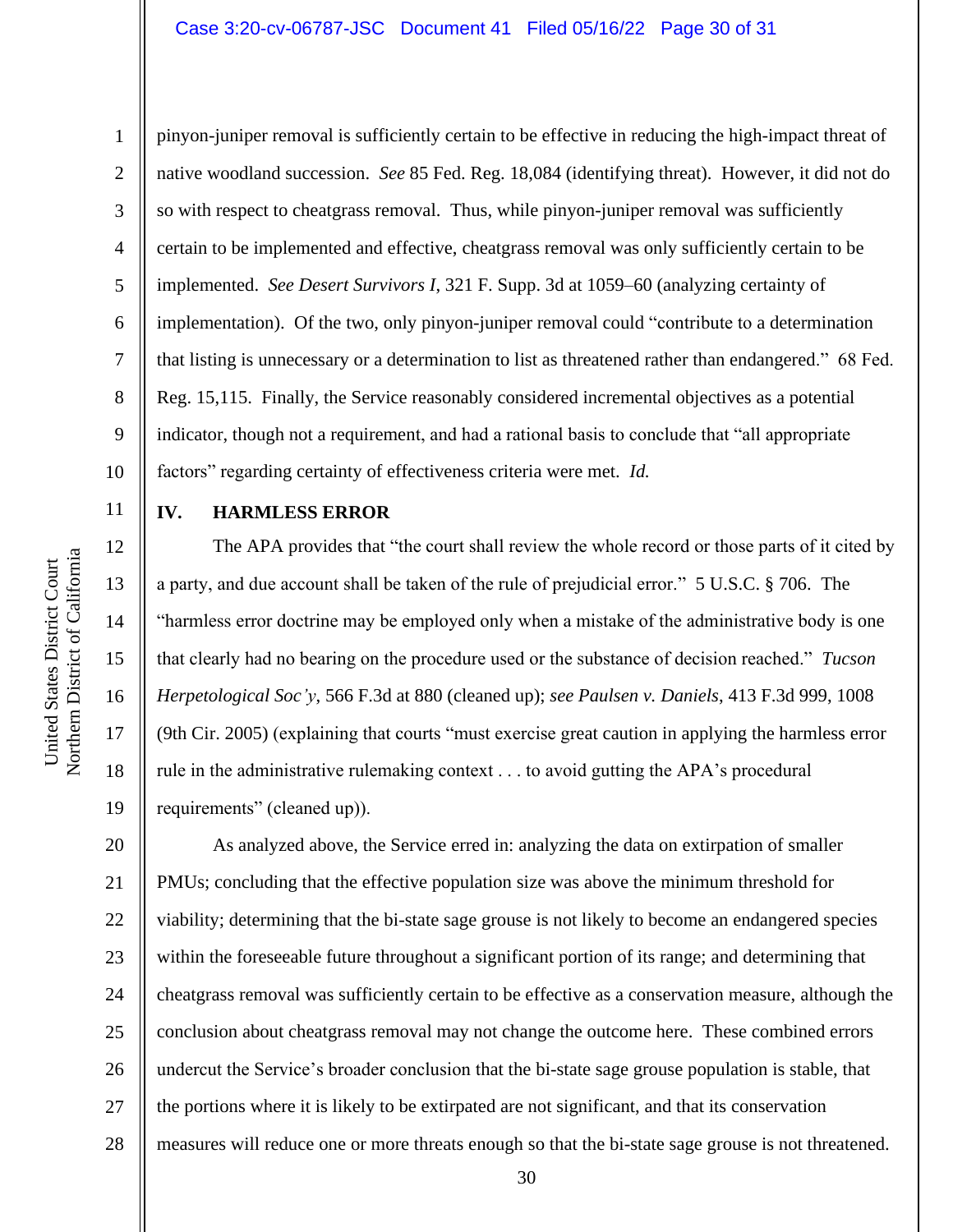pinyon-juniper removal is sufficiently certain to be effective in reducing the high-impact threat of native woodland succession. *See* 85 Fed. Reg. 18,084 (identifying threat). However, it did not do so with respect to cheatgrass removal. Thus, while pinyon-juniper removal was sufficiently certain to be implemented and effective, cheatgrass removal was only sufficiently certain to be implemented. *See Desert Survivors I*, 321 F. Supp. 3d at 1059–60 (analyzing certainty of implementation). Of the two, only pinyon-juniper removal could "contribute to a determination that listing is unnecessary or a determination to list as threatened rather than endangered." 68 Fed. Reg. 15,115. Finally, the Service reasonably considered incremental objectives as a potential indicator, though not a requirement, and had a rational basis to conclude that "all appropriate factors" regarding certainty of effectiveness criteria were met. *Id.*

## IV. HARMLESS ERROR

The APA provides that "the court shall review the whole record or those parts of it cited by a party, and due account shall be taken of the rule of prejudicial error." 5 U.S.C. § 706. The "harmless error doctrine may be employed only when a mistake of the administrative body is one that clearly had no bearing on the procedure used or the substance of decision reached." *Tucson Herpetological Soc'y*, 566 F.3d at 880 (cleaned up); *see Paulsen v. Daniels*, 413 F.3d 999, 1008 (9th Cir. 2005) (explaining that courts "must exercise great caution in applying the harmless error rule in the administrative rulemaking context . . . to avoid gutting the APA's procedural requirements" (cleaned up)).

As analyzed above, the Service erred in: analyzing the data on extirpation of smaller PMUs; concluding that the effective population size was above the minimum threshold for viability; determining that the bi-state sage grouse is not likely to become an endangered species within the foreseeable future throughout a significant portion of its range; and determining that cheatgrass removal was sufficiently certain to be effective as a conservation measure, although the conclusion about cheatgrass removal may not change the outcome here. These combined errors undercut the Service's broader conclusion that the bi-state sage grouse population is stable, that the portions where it is likely to be extirpated are not significant, and that its conservation measures will reduce one or more threats enough so that the bi-state sage grouse is not threatened.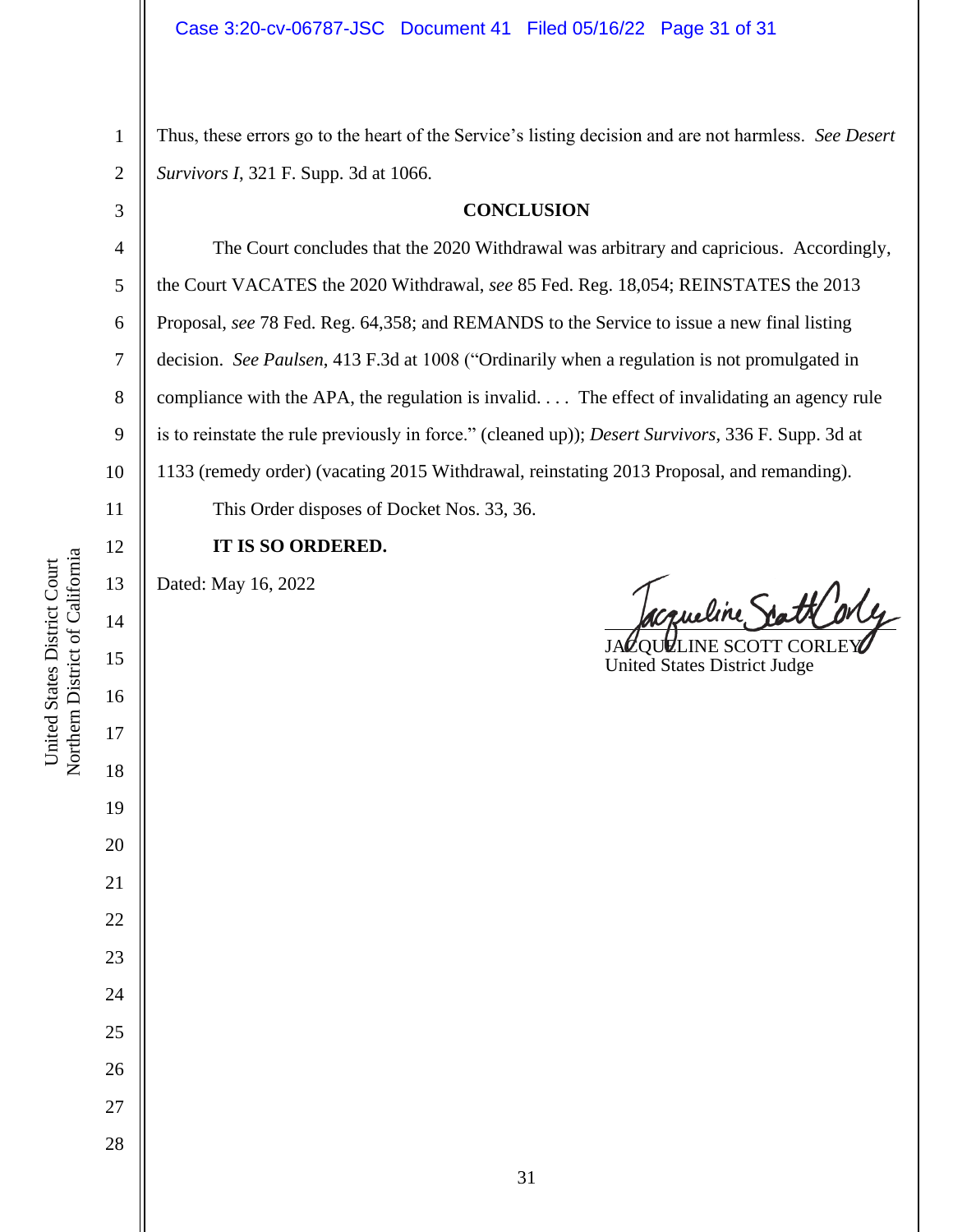Thus, these errors go to the heart of the Service's listing decision and are not harmless. *See Desert Survivors I*, 321 F. Supp. 3d at 1066.

**CONCLUSION**

The Court concludes that the 2020 Withdrawal was arbitrary and capricious. Accordingly, the Court VACATES the 2020 Withdrawal, *see* 85 Fed. Reg. 18,054; REINSTATES the 2013 Proposal, *see* 78 Fed. Reg. 64,358; and REMANDS to the Service to issue a new final listing decision. *See Paulsen*, 413 F.3d at 1008 ("Ordinarily when a regulation is not promulgated in compliance with the APA, the regulation is invalid. . . . The effect of invalidating an agency rule is to reinstate the rule previously in force." (cleaned up)); *Desert Survivors*, 336 F. Supp. 3d at 1133 (remedy order) (vacating 2015 Withdrawal, reinstating 2013 Proposal, and remanding).

This Order disposes of Docket Nos. 33, 36.

**IT IS SO ORDERED.**

Dated: May 16, 2022

JACQUELINE SCOTT CORLEY
United States District Judge